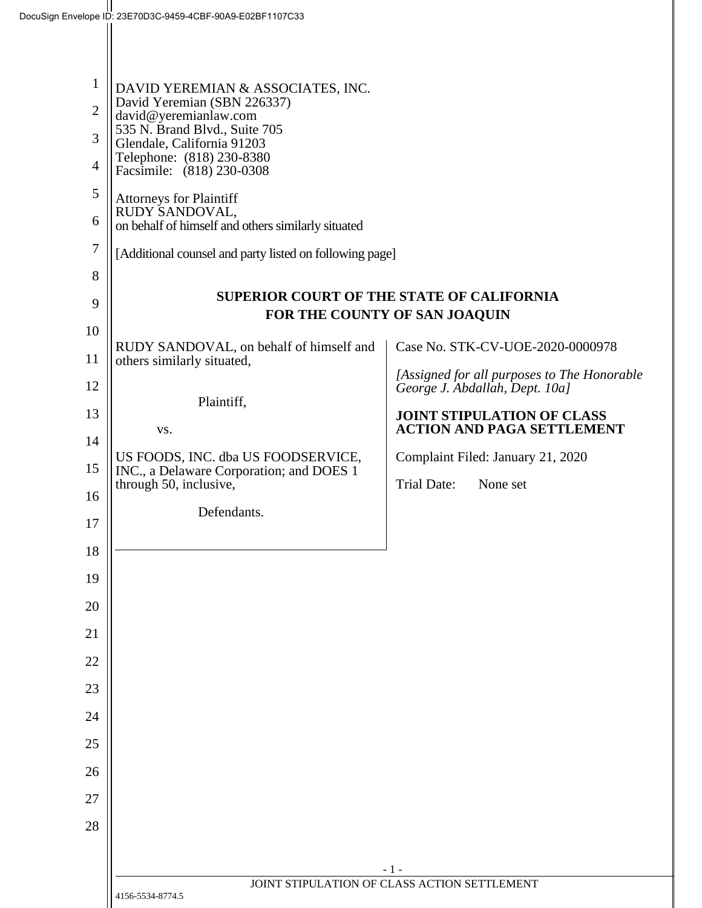DAVID YEREMIAN & ASSOCIATES, INC.
David Yeremian (SBN 226337)
david@yeremianlaw.com
535 N. Brand Blvd., Suite 705
Glendale, California 91203
Telephone: (818) 230-8380
Facsimile: (818) 230-0308

Attorneys for Plaintiff
RUDY SANDOVAL,
on behalf of himself and others similarly situated

[Additional counsel and party listed on following page]

**SUPERIOR COURT OF THE STATE OF CALIFORNIA**
**FOR THE COUNTY OF SAN JOAQUIN**

RUDY SANDOVAL, on behalf of himself and others similarly situated,

Plaintiff,

vs.

US FOODS, INC. dba US FOODSERVICE, INC., a Delaware Corporation; and DOES 1 through 50, inclusive,

Defendants.

Case No. STK-CV-UOE-2020-0000978

*[Assigned for all purposes to The Honorable George J. Abdallah, Dept. 10a]*

**JOINT STIPULATION OF CLASS ACTION AND PAGA SETTLEMENT**

Complaint Filed: January 21, 2020

Trial Date: None set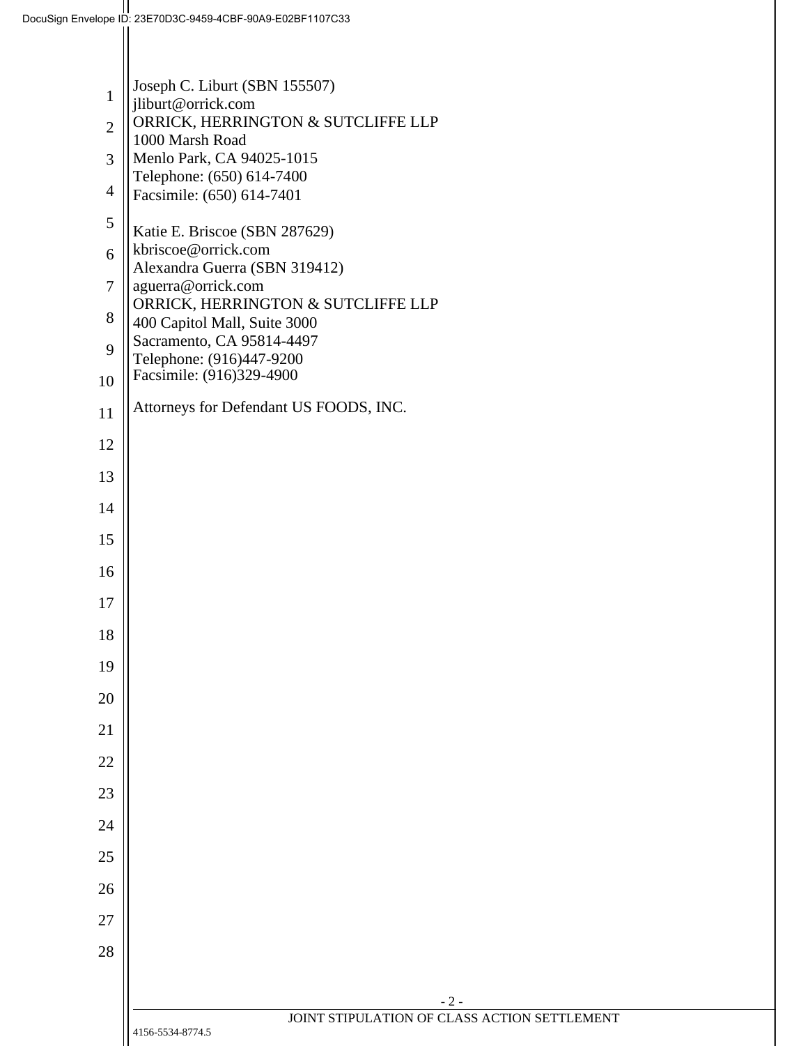Joseph C. Liburt (SBN 155507)
jliburt@orrick.com
ORRICK, HERRINGTON & SUTCLIFFE LLP
1000 Marsh Road
Menlo Park, CA 94025-1015
Telephone: (650) 614-7400
Facsimile: (650) 614-7401

Katie E. Briscoe (SBN 287629)
kbriscoe@orrick.com
Alexandra Guerra (SBN 319412)
aguerra@orrick.com
ORRICK, HERRINGTON & SUTCLIFFE LLP
400 Capitol Mall, Suite 3000
Sacramento, CA 95814-4497
Telephone: (916)447-9200
Facsimile: (916)329-4900

Attorneys for Defendant US FOODS, INC.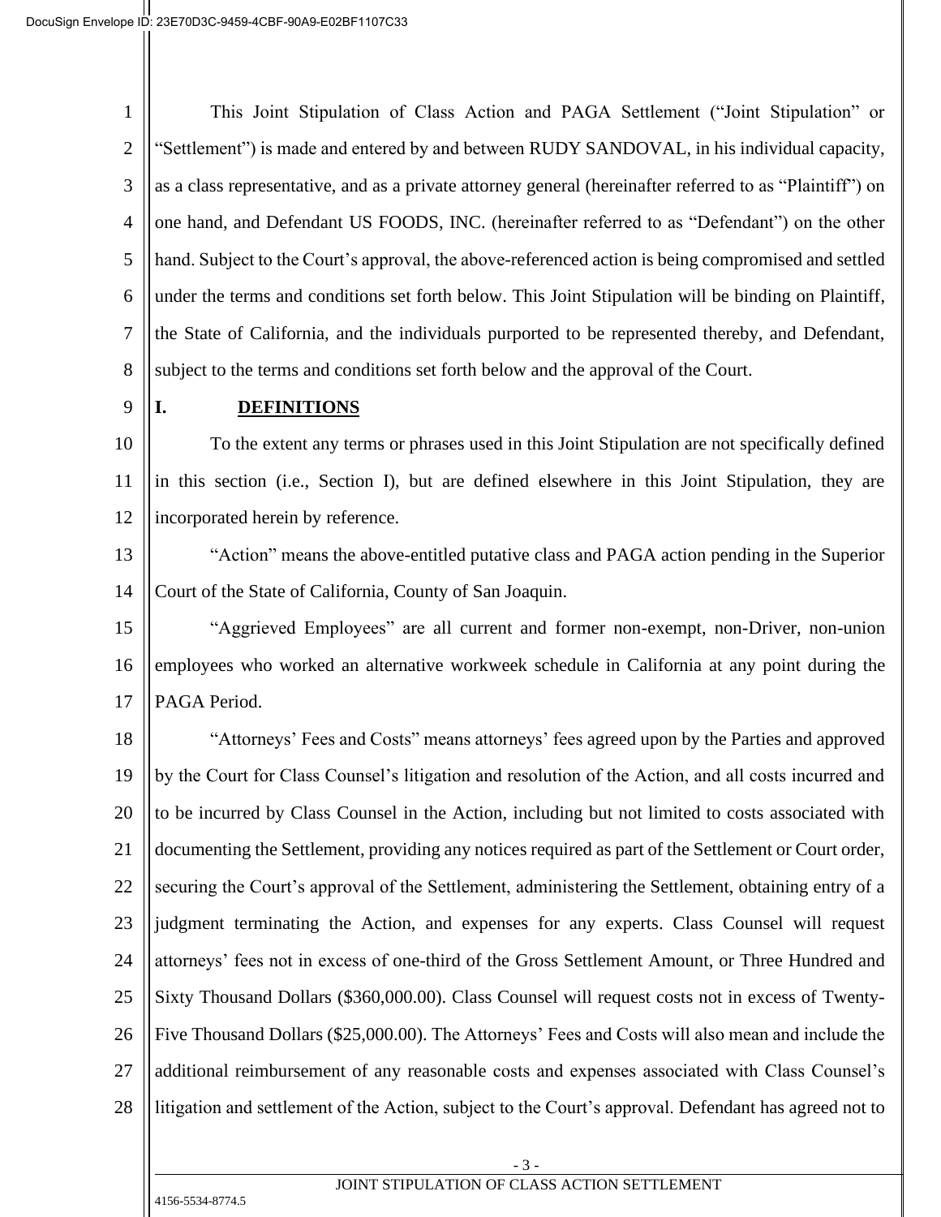This Joint Stipulation of Class Action and PAGA Settlement ("Joint Stipulation" or "Settlement") is made and entered by and between RUDY SANDOVAL, in his individual capacity, as a class representative, and as a private attorney general (hereinafter referred to as "Plaintiff") on one hand, and Defendant US FOODS, INC. (hereinafter referred to as "Defendant") on the other hand. Subject to the Court's approval, the above-referenced action is being compromised and settled under the terms and conditions set forth below. This Joint Stipulation will be binding on Plaintiff, the State of California, and the individuals purported to be represented thereby, and Defendant, subject to the terms and conditions set forth below and the approval of the Court.

## I. DEFINITIONS

To the extent any terms or phrases used in this Joint Stipulation are not specifically defined in this section (i.e., Section I), but are defined elsewhere in this Joint Stipulation, they are incorporated herein by reference.

"Action" means the above-entitled putative class and PAGA action pending in the Superior Court of the State of California, County of San Joaquin.

"Aggrieved Employees" are all current and former non-exempt, non-Driver, non-union employees who worked an alternative workweek schedule in California at any point during the PAGA Period.

"Attorneys' Fees and Costs" means attorneys' fees agreed upon by the Parties and approved by the Court for Class Counsel's litigation and resolution of the Action, and all costs incurred and to be incurred by Class Counsel in the Action, including but not limited to costs associated with documenting the Settlement, providing any notices required as part of the Settlement or Court order, securing the Court's approval of the Settlement, administering the Settlement, obtaining entry of a judgment terminating the Action, and expenses for any experts. Class Counsel will request attorneys' fees not in excess of one-third of the Gross Settlement Amount, or Three Hundred and Sixty Thousand Dollars ($360,000.00). Class Counsel will request costs not in excess of Twenty-Five Thousand Dollars ($25,000.00). The Attorneys' Fees and Costs will also mean and include the additional reimbursement of any reasonable costs and expenses associated with Class Counsel's litigation and settlement of the Action, subject to the Court's approval. Defendant has agreed not to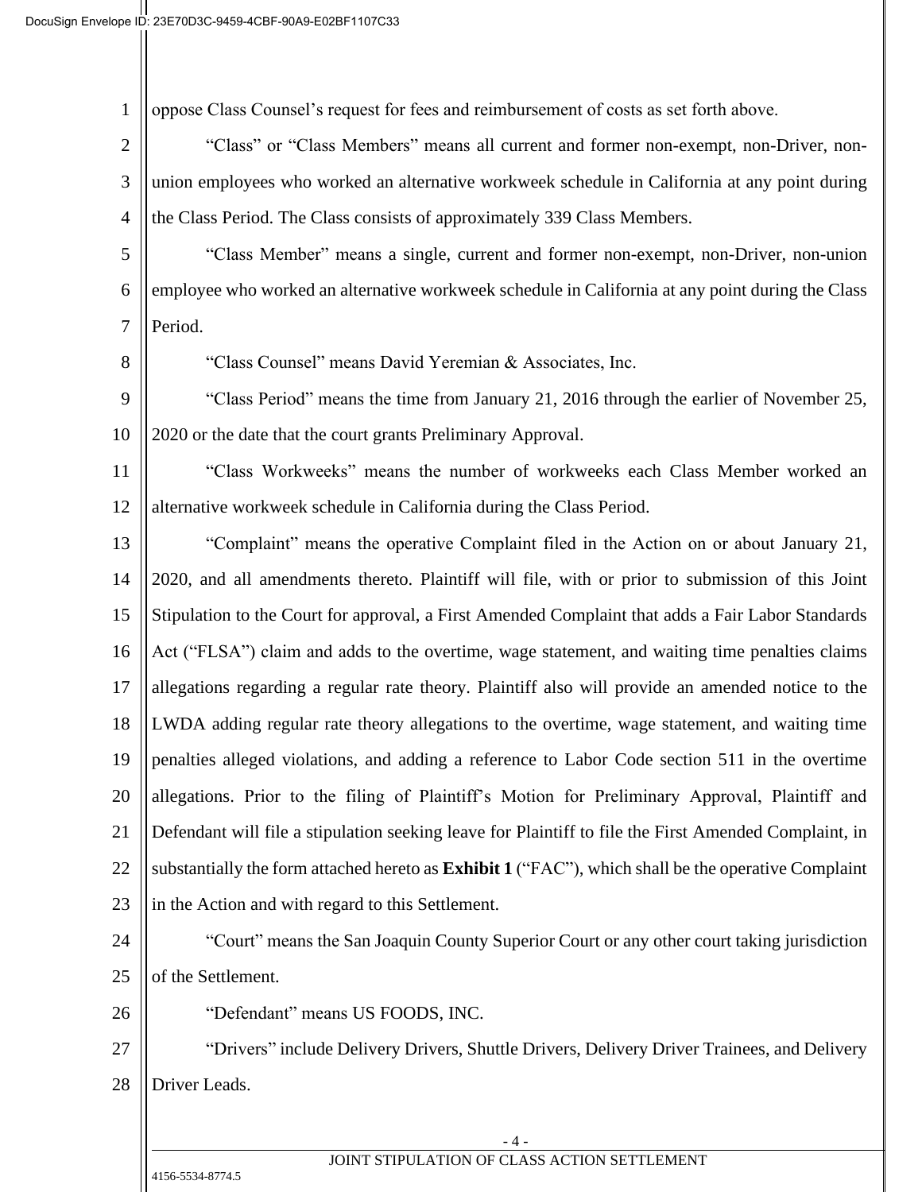oppose Class Counsel's request for fees and reimbursement of costs as set forth above.

"Class" or "Class Members" means all current and former non-exempt, non-Driver, non-union employees who worked an alternative workweek schedule in California at any point during the Class Period. The Class consists of approximately 339 Class Members.

"Class Member" means a single, current and former non-exempt, non-Driver, non-union employee who worked an alternative workweek schedule in California at any point during the Class Period.

"Class Counsel" means David Yeremian & Associates, Inc.

"Class Period" means the time from January 21, 2016 through the earlier of November 25, 2020 or the date that the court grants Preliminary Approval.

"Class Workweeks" means the number of workweeks each Class Member worked an alternative workweek schedule in California during the Class Period.

"Complaint" means the operative Complaint filed in the Action on or about January 21, 2020, and all amendments thereto. Plaintiff will file, with or prior to submission of this Joint Stipulation to the Court for approval, a First Amended Complaint that adds a Fair Labor Standards Act ("FLSA") claim and adds to the overtime, wage statement, and waiting time penalties claims allegations regarding a regular rate theory. Plaintiff also will provide an amended notice to the LWDA adding regular rate theory allegations to the overtime, wage statement, and waiting time penalties alleged violations, and adding a reference to Labor Code section 511 in the overtime allegations. Prior to the filing of Plaintiff's Motion for Preliminary Approval, Plaintiff and Defendant will file a stipulation seeking leave for Plaintiff to file the First Amended Complaint, in substantially the form attached hereto as **Exhibit 1** ("FAC"), which shall be the operative Complaint in the Action and with regard to this Settlement.

"Court" means the San Joaquin County Superior Court or any other court taking jurisdiction of the Settlement.

"Defendant" means US FOODS, INC.

"Drivers" include Delivery Drivers, Shuttle Drivers, Delivery Driver Trainees, and Delivery Driver Leads.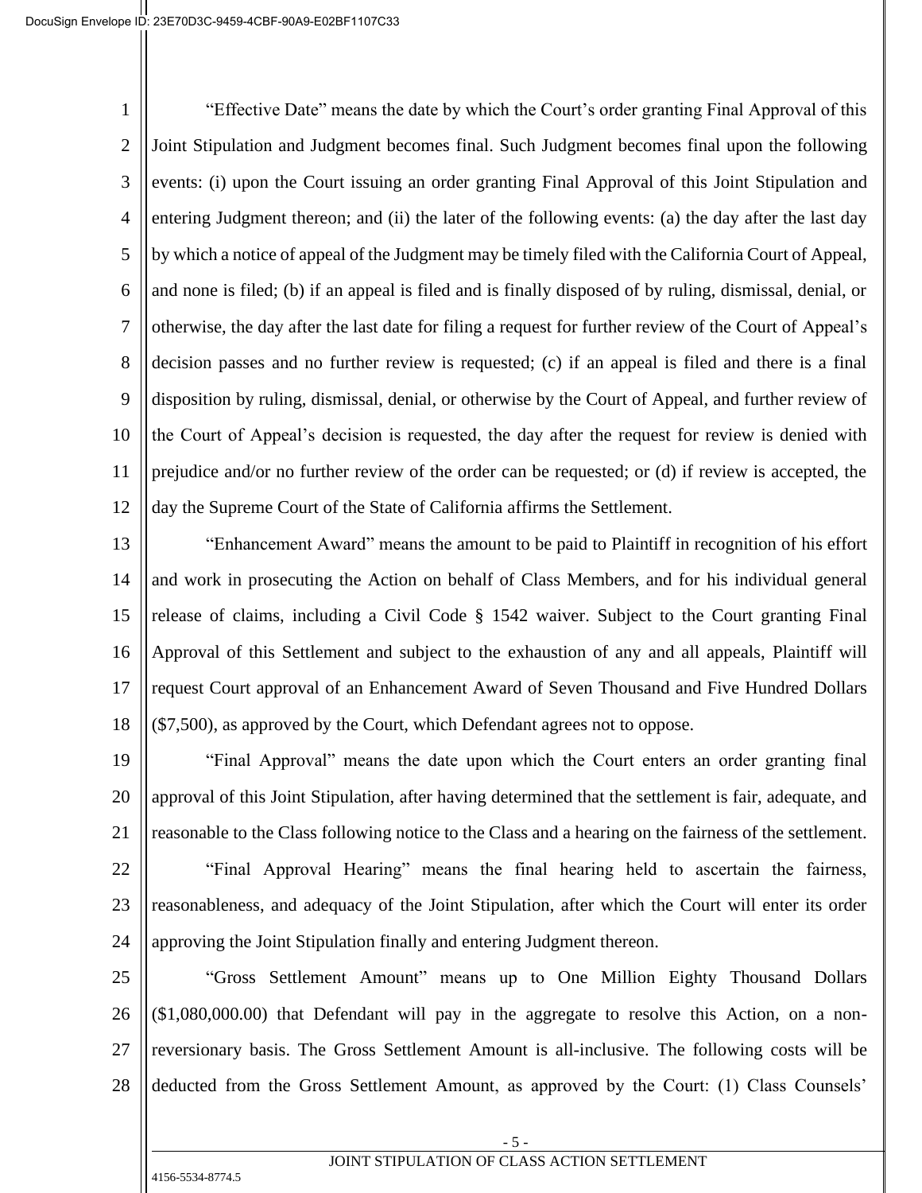"Effective Date" means the date by which the Court's order granting Final Approval of this Joint Stipulation and Judgment becomes final. Such Judgment becomes final upon the following events: (i) upon the Court issuing an order granting Final Approval of this Joint Stipulation and entering Judgment thereon; and (ii) the later of the following events: (a) the day after the last day by which a notice of appeal of the Judgment may be timely filed with the California Court of Appeal, and none is filed; (b) if an appeal is filed and is finally disposed of by ruling, dismissal, denial, or otherwise, the day after the last date for filing a request for further review of the Court of Appeal's decision passes and no further review is requested; (c) if an appeal is filed and there is a final disposition by ruling, dismissal, denial, or otherwise by the Court of Appeal, and further review of the Court of Appeal's decision is requested, the day after the request for review is denied with prejudice and/or no further review of the order can be requested; or (d) if review is accepted, the day the Supreme Court of the State of California affirms the Settlement.

"Enhancement Award" means the amount to be paid to Plaintiff in recognition of his effort and work in prosecuting the Action on behalf of Class Members, and for his individual general release of claims, including a Civil Code § 1542 waiver. Subject to the Court granting Final Approval of this Settlement and subject to the exhaustion of any and all appeals, Plaintiff will request Court approval of an Enhancement Award of Seven Thousand and Five Hundred Dollars ($7,500), as approved by the Court, which Defendant agrees not to oppose.

"Final Approval" means the date upon which the Court enters an order granting final approval of this Joint Stipulation, after having determined that the settlement is fair, adequate, and reasonable to the Class following notice to the Class and a hearing on the fairness of the settlement.

"Final Approval Hearing" means the final hearing held to ascertain the fairness, reasonableness, and adequacy of the Joint Stipulation, after which the Court will enter its order approving the Joint Stipulation finally and entering Judgment thereon.

"Gross Settlement Amount" means up to One Million Eighty Thousand Dollars ($1,080,000.00) that Defendant will pay in the aggregate to resolve this Action, on a non-reversionary basis. The Gross Settlement Amount is all-inclusive. The following costs will be deducted from the Gross Settlement Amount, as approved by the Court: (1) Class Counsels'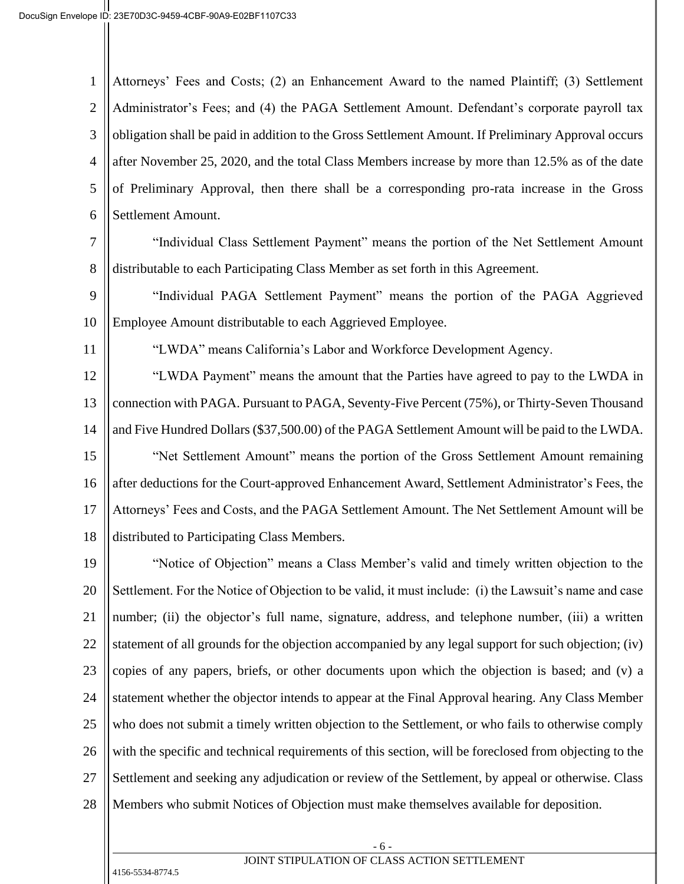Attorneys' Fees and Costs; (2) an Enhancement Award to the named Plaintiff; (3) Settlement Administrator's Fees; and (4) the PAGA Settlement Amount. Defendant's corporate payroll tax obligation shall be paid in addition to the Gross Settlement Amount. If Preliminary Approval occurs after November 25, 2020, and the total Class Members increase by more than 12.5% as of the date of Preliminary Approval, then there shall be a corresponding pro-rata increase in the Gross Settlement Amount.

"Individual Class Settlement Payment" means the portion of the Net Settlement Amount distributable to each Participating Class Member as set forth in this Agreement.

"Individual PAGA Settlement Payment" means the portion of the PAGA Aggrieved Employee Amount distributable to each Aggrieved Employee.

"LWDA" means California's Labor and Workforce Development Agency.

"LWDA Payment" means the amount that the Parties have agreed to pay to the LWDA in connection with PAGA. Pursuant to PAGA, Seventy-Five Percent (75%), or Thirty-Seven Thousand and Five Hundred Dollars ($37,500.00) of the PAGA Settlement Amount will be paid to the LWDA.

"Net Settlement Amount" means the portion of the Gross Settlement Amount remaining after deductions for the Court-approved Enhancement Award, Settlement Administrator's Fees, the Attorneys' Fees and Costs, and the PAGA Settlement Amount. The Net Settlement Amount will be distributed to Participating Class Members.

"Notice of Objection" means a Class Member's valid and timely written objection to the Settlement. For the Notice of Objection to be valid, it must include: (i) the Lawsuit's name and case number; (ii) the objector's full name, signature, address, and telephone number, (iii) a written statement of all grounds for the objection accompanied by any legal support for such objection; (iv) copies of any papers, briefs, or other documents upon which the objection is based; and (v) a statement whether the objector intends to appear at the Final Approval hearing. Any Class Member who does not submit a timely written objection to the Settlement, or who fails to otherwise comply with the specific and technical requirements of this section, will be foreclosed from objecting to the Settlement and seeking any adjudication or review of the Settlement, by appeal or otherwise. Class Members who submit Notices of Objection must make themselves available for deposition.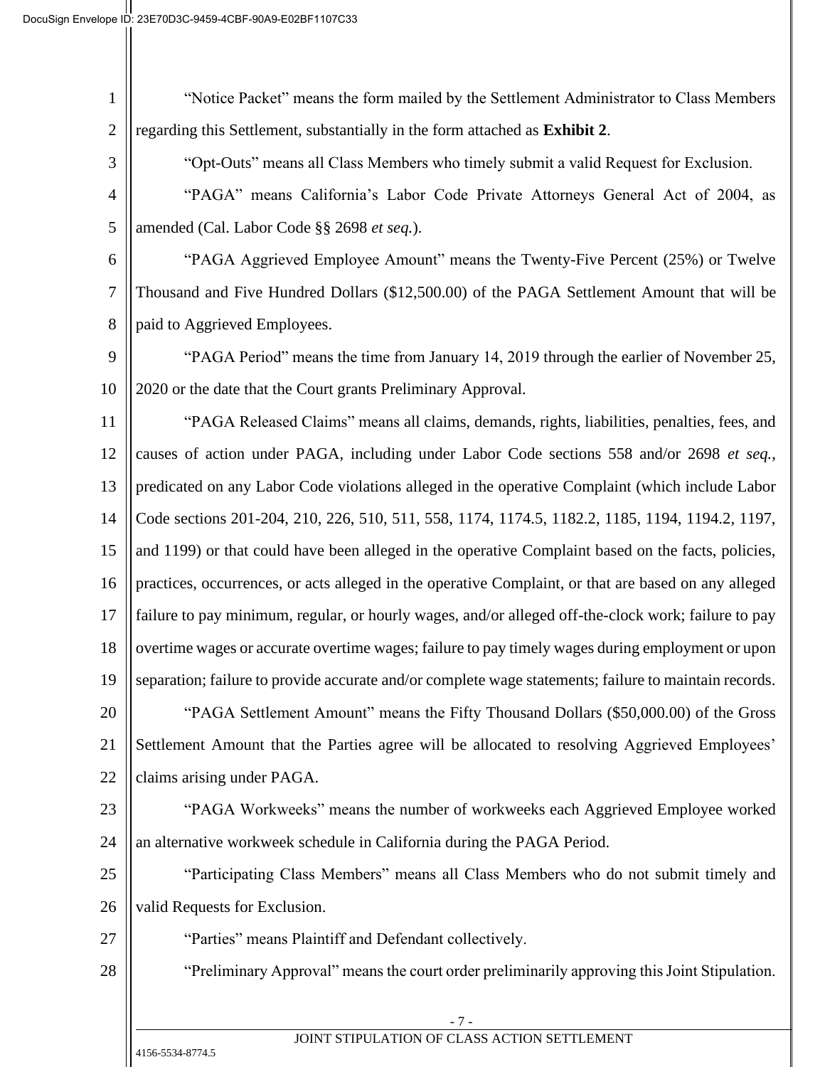"Notice Packet" means the form mailed by the Settlement Administrator to Class Members regarding this Settlement, substantially in the form attached as **Exhibit 2**.

"Opt-Outs" means all Class Members who timely submit a valid Request for Exclusion.

"PAGA" means California's Labor Code Private Attorneys General Act of 2004, as amended (Cal. Labor Code §§ 2698 *et seq.*).

"PAGA Aggrieved Employee Amount" means the Twenty-Five Percent (25%) or Twelve Thousand and Five Hundred Dollars ($12,500.00) of the PAGA Settlement Amount that will be paid to Aggrieved Employees.

"PAGA Period" means the time from January 14, 2019 through the earlier of November 25, 2020 or the date that the Court grants Preliminary Approval.

"PAGA Released Claims" means all claims, demands, rights, liabilities, penalties, fees, and causes of action under PAGA, including under Labor Code sections 558 and/or 2698 *et seq.*, predicated on any Labor Code violations alleged in the operative Complaint (which include Labor Code sections 201-204, 210, 226, 510, 511, 558, 1174, 1174.5, 1182.2, 1185, 1194, 1194.2, 1197, and 1199) or that could have been alleged in the operative Complaint based on the facts, policies, practices, occurrences, or acts alleged in the operative Complaint, or that are based on any alleged failure to pay minimum, regular, or hourly wages, and/or alleged off-the-clock work; failure to pay overtime wages or accurate overtime wages; failure to pay timely wages during employment or upon separation; failure to provide accurate and/or complete wage statements; failure to maintain records.

"PAGA Settlement Amount" means the Fifty Thousand Dollars ($50,000.00) of the Gross Settlement Amount that the Parties agree will be allocated to resolving Aggrieved Employees' claims arising under PAGA.

"PAGA Workweeks" means the number of workweeks each Aggrieved Employee worked an alternative workweek schedule in California during the PAGA Period.

"Participating Class Members" means all Class Members who do not submit timely and valid Requests for Exclusion.

"Parties" means Plaintiff and Defendant collectively.

"Preliminary Approval" means the court order preliminarily approving this Joint Stipulation.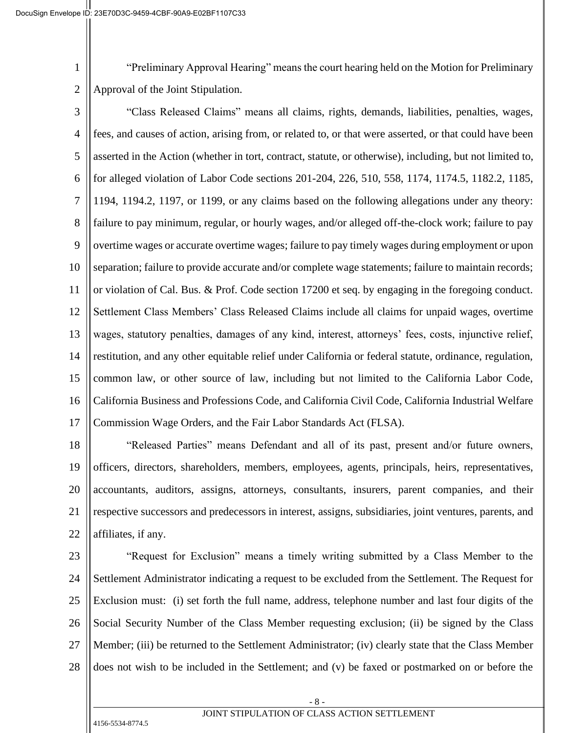"Preliminary Approval Hearing" means the court hearing held on the Motion for Preliminary Approval of the Joint Stipulation.

"Class Released Claims" means all claims, rights, demands, liabilities, penalties, wages, fees, and causes of action, arising from, or related to, or that were asserted, or that could have been asserted in the Action (whether in tort, contract, statute, or otherwise), including, but not limited to, for alleged violation of Labor Code sections 201-204, 226, 510, 558, 1174, 1174.5, 1182.2, 1185, 1194, 1194.2, 1197, or 1199, or any claims based on the following allegations under any theory: failure to pay minimum, regular, or hourly wages, and/or alleged off-the-clock work; failure to pay overtime wages or accurate overtime wages; failure to pay timely wages during employment or upon separation; failure to provide accurate and/or complete wage statements; failure to maintain records; or violation of Cal. Bus. & Prof. Code section 17200 et seq. by engaging in the foregoing conduct. Settlement Class Members' Class Released Claims include all claims for unpaid wages, overtime wages, statutory penalties, damages of any kind, interest, attorneys' fees, costs, injunctive relief, restitution, and any other equitable relief under California or federal statute, ordinance, regulation, common law, or other source of law, including but not limited to the California Labor Code, California Business and Professions Code, and California Civil Code, California Industrial Welfare Commission Wage Orders, and the Fair Labor Standards Act (FLSA).

"Released Parties" means Defendant and all of its past, present and/or future owners, officers, directors, shareholders, members, employees, agents, principals, heirs, representatives, accountants, auditors, assigns, attorneys, consultants, insurers, parent companies, and their respective successors and predecessors in interest, assigns, subsidiaries, joint ventures, parents, and affiliates, if any.

"Request for Exclusion" means a timely writing submitted by a Class Member to the Settlement Administrator indicating a request to be excluded from the Settlement. The Request for Exclusion must: (i) set forth the full name, address, telephone number and last four digits of the Social Security Number of the Class Member requesting exclusion; (ii) be signed by the Class Member; (iii) be returned to the Settlement Administrator; (iv) clearly state that the Class Member does not wish to be included in the Settlement; and (v) be faxed or postmarked on or before the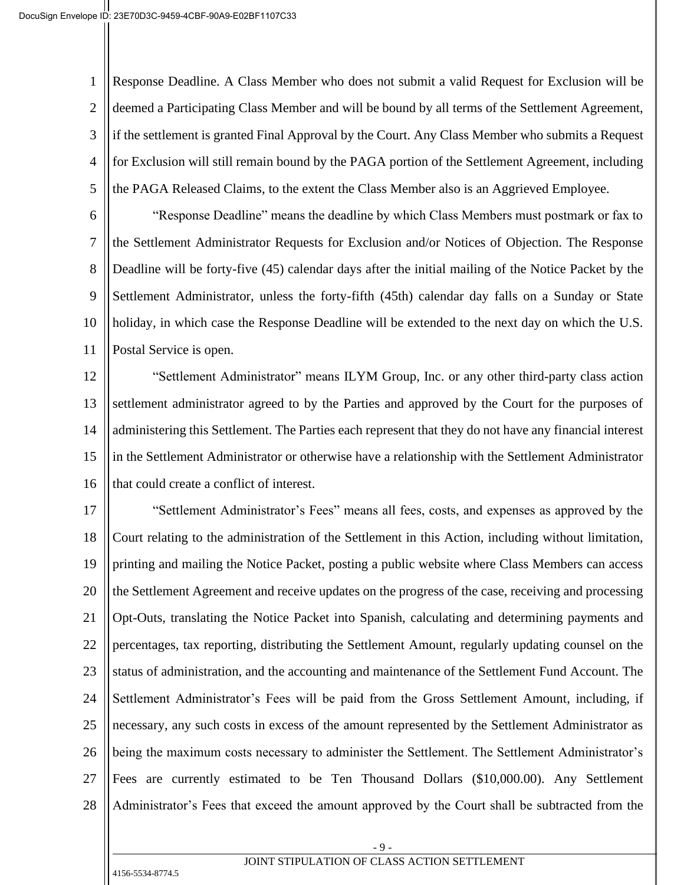Response Deadline. A Class Member who does not submit a valid Request for Exclusion will be deemed a Participating Class Member and will be bound by all terms of the Settlement Agreement, if the settlement is granted Final Approval by the Court. Any Class Member who submits a Request for Exclusion will still remain bound by the PAGA portion of the Settlement Agreement, including the PAGA Released Claims, to the extent the Class Member also is an Aggrieved Employee.

"Response Deadline" means the deadline by which Class Members must postmark or fax to the Settlement Administrator Requests for Exclusion and/or Notices of Objection. The Response Deadline will be forty-five (45) calendar days after the initial mailing of the Notice Packet by the Settlement Administrator, unless the forty-fifth (45th) calendar day falls on a Sunday or State holiday, in which case the Response Deadline will be extended to the next day on which the U.S. Postal Service is open.

"Settlement Administrator" means ILYM Group, Inc. or any other third-party class action settlement administrator agreed to by the Parties and approved by the Court for the purposes of administering this Settlement. The Parties each represent that they do not have any financial interest in the Settlement Administrator or otherwise have a relationship with the Settlement Administrator that could create a conflict of interest.

"Settlement Administrator's Fees" means all fees, costs, and expenses as approved by the Court relating to the administration of the Settlement in this Action, including without limitation, printing and mailing the Notice Packet, posting a public website where Class Members can access the Settlement Agreement and receive updates on the progress of the case, receiving and processing Opt-Outs, translating the Notice Packet into Spanish, calculating and determining payments and percentages, tax reporting, distributing the Settlement Amount, regularly updating counsel on the status of administration, and the accounting and maintenance of the Settlement Fund Account. The Settlement Administrator's Fees will be paid from the Gross Settlement Amount, including, if necessary, any such costs in excess of the amount represented by the Settlement Administrator as being the maximum costs necessary to administer the Settlement. The Settlement Administrator's Fees are currently estimated to be Ten Thousand Dollars ($10,000.00). Any Settlement Administrator's Fees that exceed the amount approved by the Court shall be subtracted from the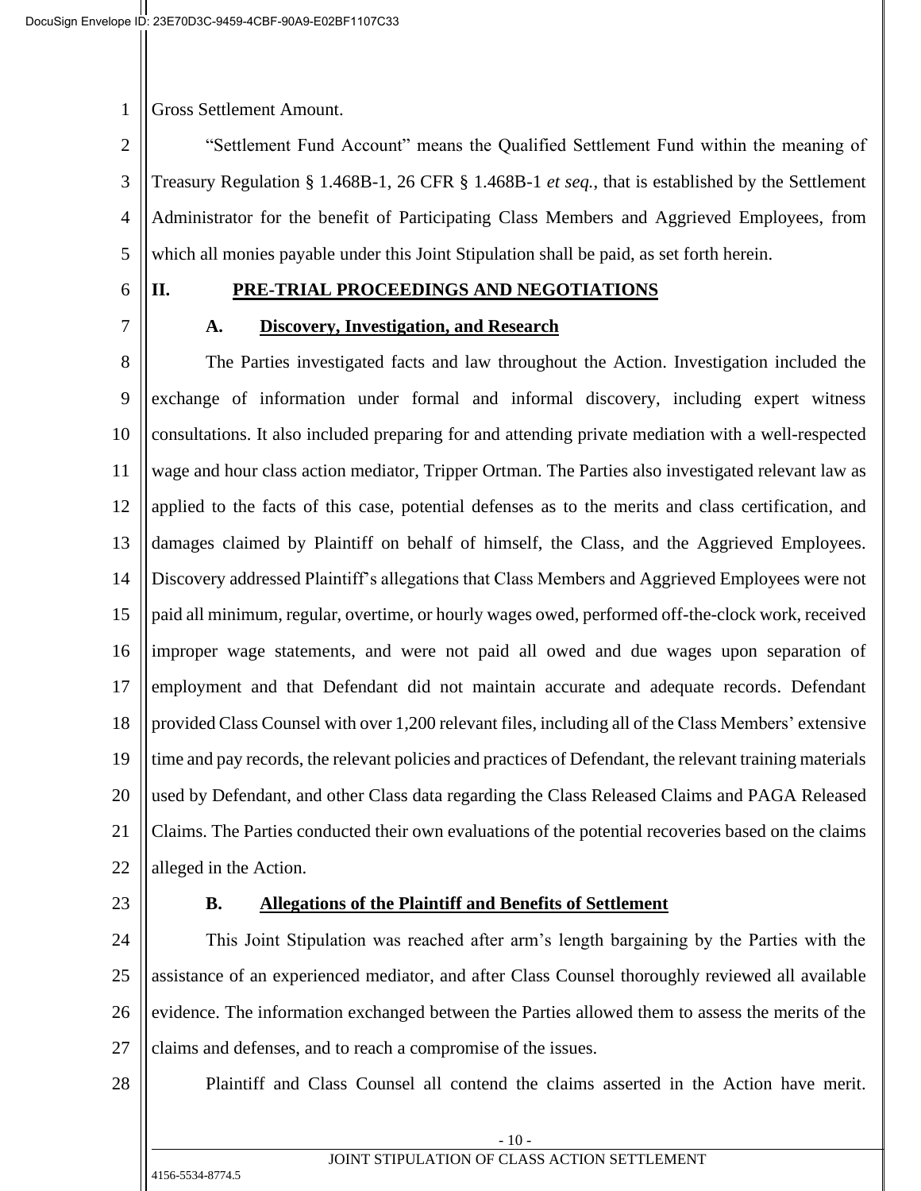Gross Settlement Amount.

"Settlement Fund Account" means the Qualified Settlement Fund within the meaning of Treasury Regulation § 1.468B-1, 26 CFR § 1.468B-1 *et seq.*, that is established by the Settlement Administrator for the benefit of Participating Class Members and Aggrieved Employees, from which all monies payable under this Joint Stipulation shall be paid, as set forth herein.

## II. PRE-TRIAL PROCEEDINGS AND NEGOTIATIONS

### A. Discovery, Investigation, and Research

The Parties investigated facts and law throughout the Action. Investigation included the exchange of information under formal and informal discovery, including expert witness consultations. It also included preparing for and attending private mediation with a well-respected wage and hour class action mediator, Tripper Ortman. The Parties also investigated relevant law as applied to the facts of this case, potential defenses as to the merits and class certification, and damages claimed by Plaintiff on behalf of himself, the Class, and the Aggrieved Employees. Discovery addressed Plaintiff's allegations that Class Members and Aggrieved Employees were not paid all minimum, regular, overtime, or hourly wages owed, performed off-the-clock work, received improper wage statements, and were not paid all owed and due wages upon separation of employment and that Defendant did not maintain accurate and adequate records. Defendant provided Class Counsel with over 1,200 relevant files, including all of the Class Members' extensive time and pay records, the relevant policies and practices of Defendant, the relevant training materials used by Defendant, and other Class data regarding the Class Released Claims and PAGA Released Claims. The Parties conducted their own evaluations of the potential recoveries based on the claims alleged in the Action.

### B. Allegations of the Plaintiff and Benefits of Settlement

This Joint Stipulation was reached after arm's length bargaining by the Parties with the assistance of an experienced mediator, and after Class Counsel thoroughly reviewed all available evidence. The information exchanged between the Parties allowed them to assess the merits of the claims and defenses, and to reach a compromise of the issues.

Plaintiff and Class Counsel all contend the claims asserted in the Action have merit.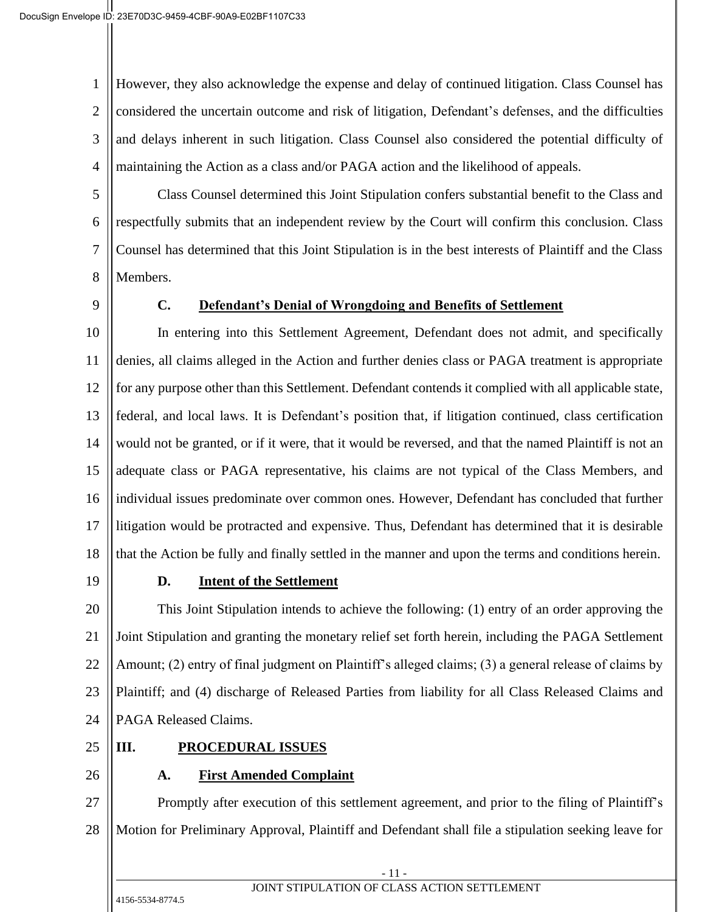However, they also acknowledge the expense and delay of continued litigation. Class Counsel has considered the uncertain outcome and risk of litigation, Defendant's defenses, and the difficulties and delays inherent in such litigation. Class Counsel also considered the potential difficulty of maintaining the Action as a class and/or PAGA action and the likelihood of appeals.

Class Counsel determined this Joint Stipulation confers substantial benefit to the Class and respectfully submits that an independent review by the Court will confirm this conclusion. Class Counsel has determined that this Joint Stipulation is in the best interests of Plaintiff and the Class Members.

### C. Defendant's Denial of Wrongdoing and Benefits of Settlement

In entering into this Settlement Agreement, Defendant does not admit, and specifically denies, all claims alleged in the Action and further denies class or PAGA treatment is appropriate for any purpose other than this Settlement. Defendant contends it complied with all applicable state, federal, and local laws. It is Defendant's position that, if litigation continued, class certification would not be granted, or if it were, that it would be reversed, and that the named Plaintiff is not an adequate class or PAGA representative, his claims are not typical of the Class Members, and individual issues predominate over common ones. However, Defendant has concluded that further litigation would be protracted and expensive. Thus, Defendant has determined that it is desirable that the Action be fully and finally settled in the manner and upon the terms and conditions herein.

### D. Intent of the Settlement

This Joint Stipulation intends to achieve the following: (1) entry of an order approving the Joint Stipulation and granting the monetary relief set forth herein, including the PAGA Settlement Amount; (2) entry of final judgment on Plaintiff's alleged claims; (3) a general release of claims by Plaintiff; and (4) discharge of Released Parties from liability for all Class Released Claims and PAGA Released Claims.

## III. PROCEDURAL ISSUES

### A. First Amended Complaint

Promptly after execution of this settlement agreement, and prior to the filing of Plaintiff's Motion for Preliminary Approval, Plaintiff and Defendant shall file a stipulation seeking leave for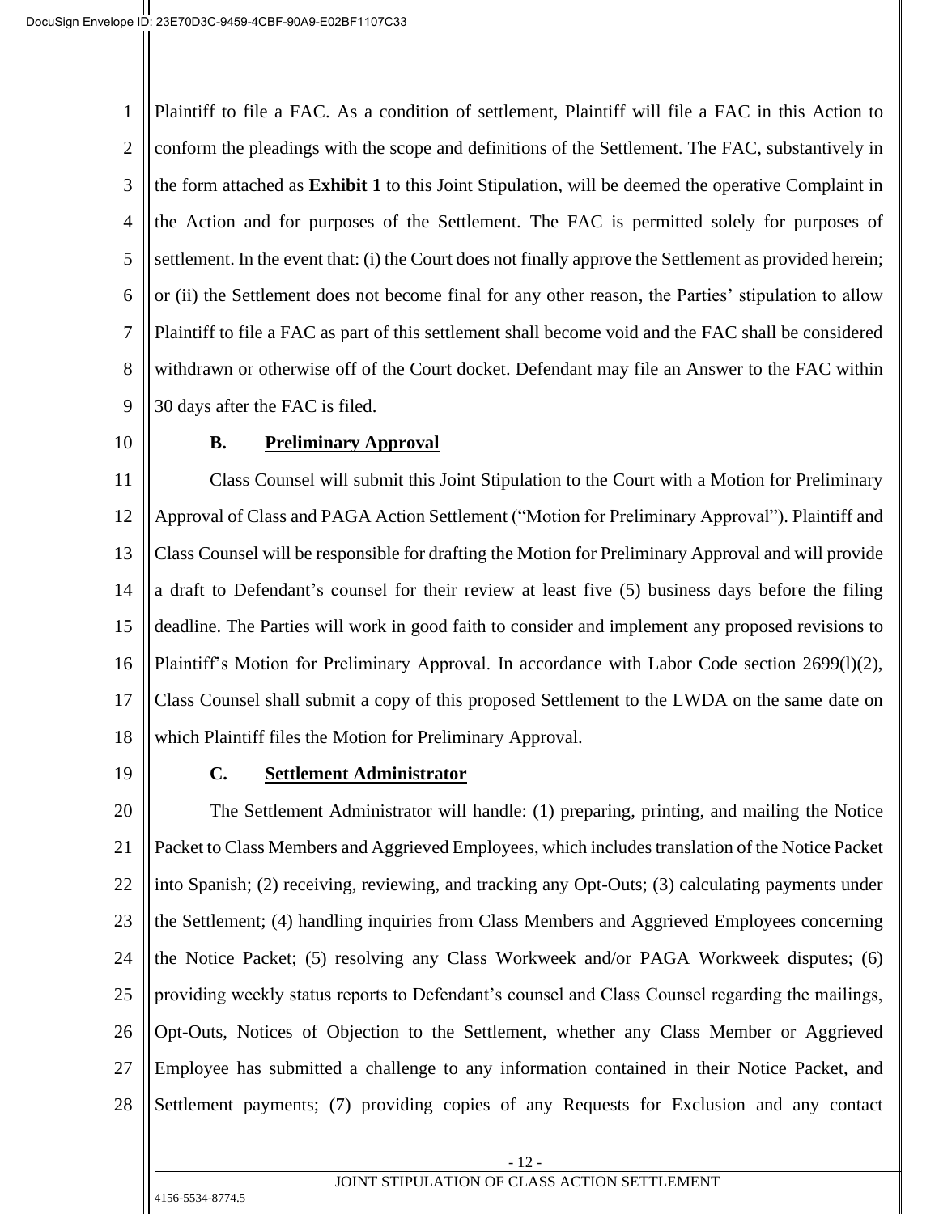Plaintiff to file a FAC. As a condition of settlement, Plaintiff will file a FAC in this Action to conform the pleadings with the scope and definitions of the Settlement. The FAC, substantively in the form attached as **Exhibit 1** to this Joint Stipulation, will be deemed the operative Complaint in the Action and for purposes of the Settlement. The FAC is permitted solely for purposes of settlement. In the event that: (i) the Court does not finally approve the Settlement as provided herein; or (ii) the Settlement does not become final for any other reason, the Parties' stipulation to allow Plaintiff to file a FAC as part of this settlement shall become void and the FAC shall be considered withdrawn or otherwise off of the Court docket. Defendant may file an Answer to the FAC within 30 days after the FAC is filed.

**B. Preliminary Approval**

Class Counsel will submit this Joint Stipulation to the Court with a Motion for Preliminary Approval of Class and PAGA Action Settlement ("Motion for Preliminary Approval"). Plaintiff and Class Counsel will be responsible for drafting the Motion for Preliminary Approval and will provide a draft to Defendant's counsel for their review at least five (5) business days before the filing deadline. The Parties will work in good faith to consider and implement any proposed revisions to Plaintiff's Motion for Preliminary Approval. In accordance with Labor Code section 2699(l)(2), Class Counsel shall submit a copy of this proposed Settlement to the LWDA on the same date on which Plaintiff files the Motion for Preliminary Approval.

**C. Settlement Administrator**

The Settlement Administrator will handle: (1) preparing, printing, and mailing the Notice Packet to Class Members and Aggrieved Employees, which includes translation of the Notice Packet into Spanish; (2) receiving, reviewing, and tracking any Opt-Outs; (3) calculating payments under the Settlement; (4) handling inquiries from Class Members and Aggrieved Employees concerning the Notice Packet; (5) resolving any Class Workweek and/or PAGA Workweek disputes; (6) providing weekly status reports to Defendant's counsel and Class Counsel regarding the mailings, Opt-Outs, Notices of Objection to the Settlement, whether any Class Member or Aggrieved Employee has submitted a challenge to any information contained in their Notice Packet, and Settlement payments; (7) providing copies of any Requests for Exclusion and any contact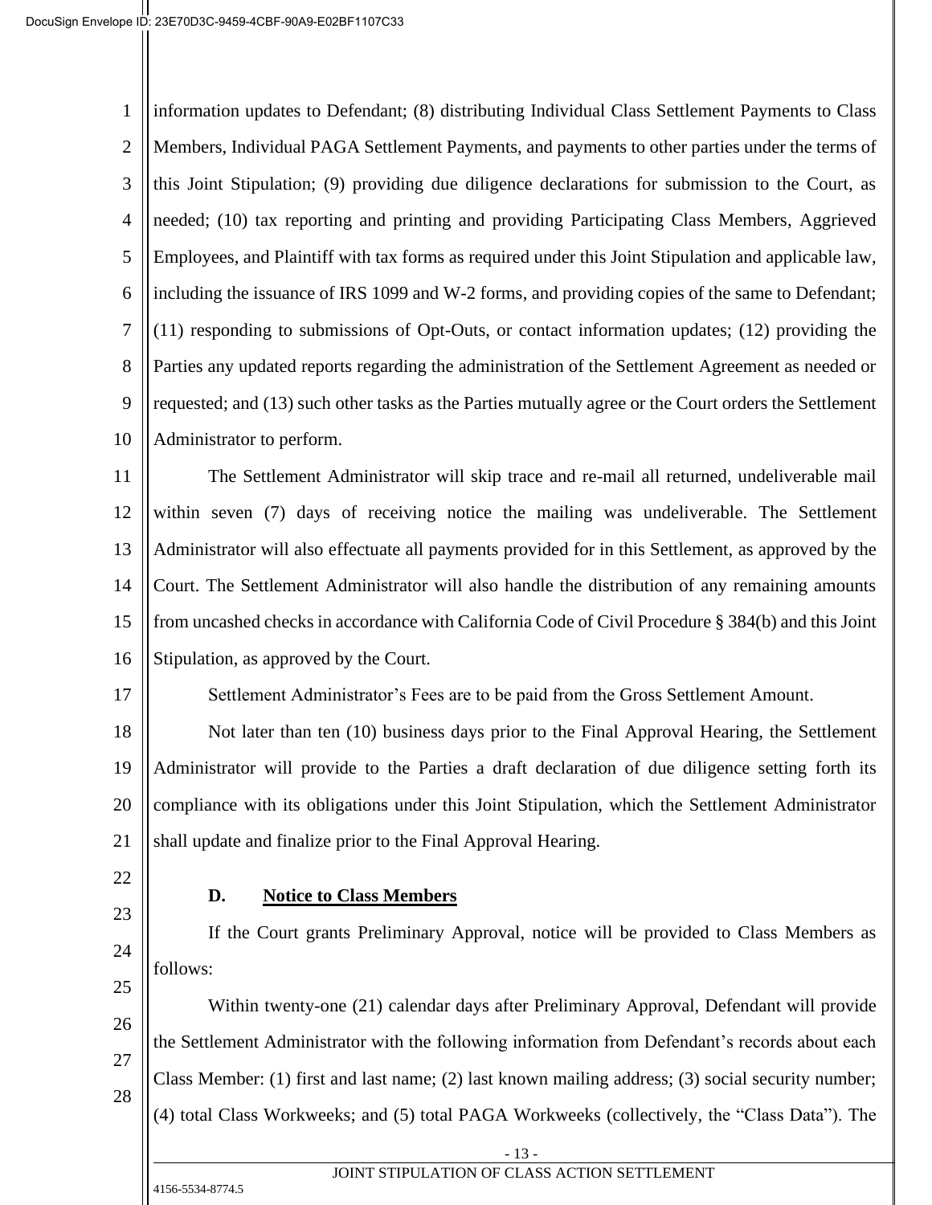information updates to Defendant; (8) distributing Individual Class Settlement Payments to Class Members, Individual PAGA Settlement Payments, and payments to other parties under the terms of this Joint Stipulation; (9) providing due diligence declarations for submission to the Court, as needed; (10) tax reporting and printing and providing Participating Class Members, Aggrieved Employees, and Plaintiff with tax forms as required under this Joint Stipulation and applicable law, including the issuance of IRS 1099 and W-2 forms, and providing copies of the same to Defendant; (11) responding to submissions of Opt-Outs, or contact information updates; (12) providing the Parties any updated reports regarding the administration of the Settlement Agreement as needed or requested; and (13) such other tasks as the Parties mutually agree or the Court orders the Settlement Administrator to perform.

The Settlement Administrator will skip trace and re-mail all returned, undeliverable mail within seven (7) days of receiving notice the mailing was undeliverable. The Settlement Administrator will also effectuate all payments provided for in this Settlement, as approved by the Court. The Settlement Administrator will also handle the distribution of any remaining amounts from uncashed checks in accordance with California Code of Civil Procedure § 384(b) and this Joint Stipulation, as approved by the Court.

Settlement Administrator's Fees are to be paid from the Gross Settlement Amount.

Not later than ten (10) business days prior to the Final Approval Hearing, the Settlement Administrator will provide to the Parties a draft declaration of due diligence setting forth its compliance with its obligations under this Joint Stipulation, which the Settlement Administrator shall update and finalize prior to the Final Approval Hearing.

### D. Notice to Class Members

If the Court grants Preliminary Approval, notice will be provided to Class Members as follows:

Within twenty-one (21) calendar days after Preliminary Approval, Defendant will provide the Settlement Administrator with the following information from Defendant's records about each Class Member: (1) first and last name; (2) last known mailing address; (3) social security number; (4) total Class Workweeks; and (5) total PAGA Workweeks (collectively, the "Class Data"). The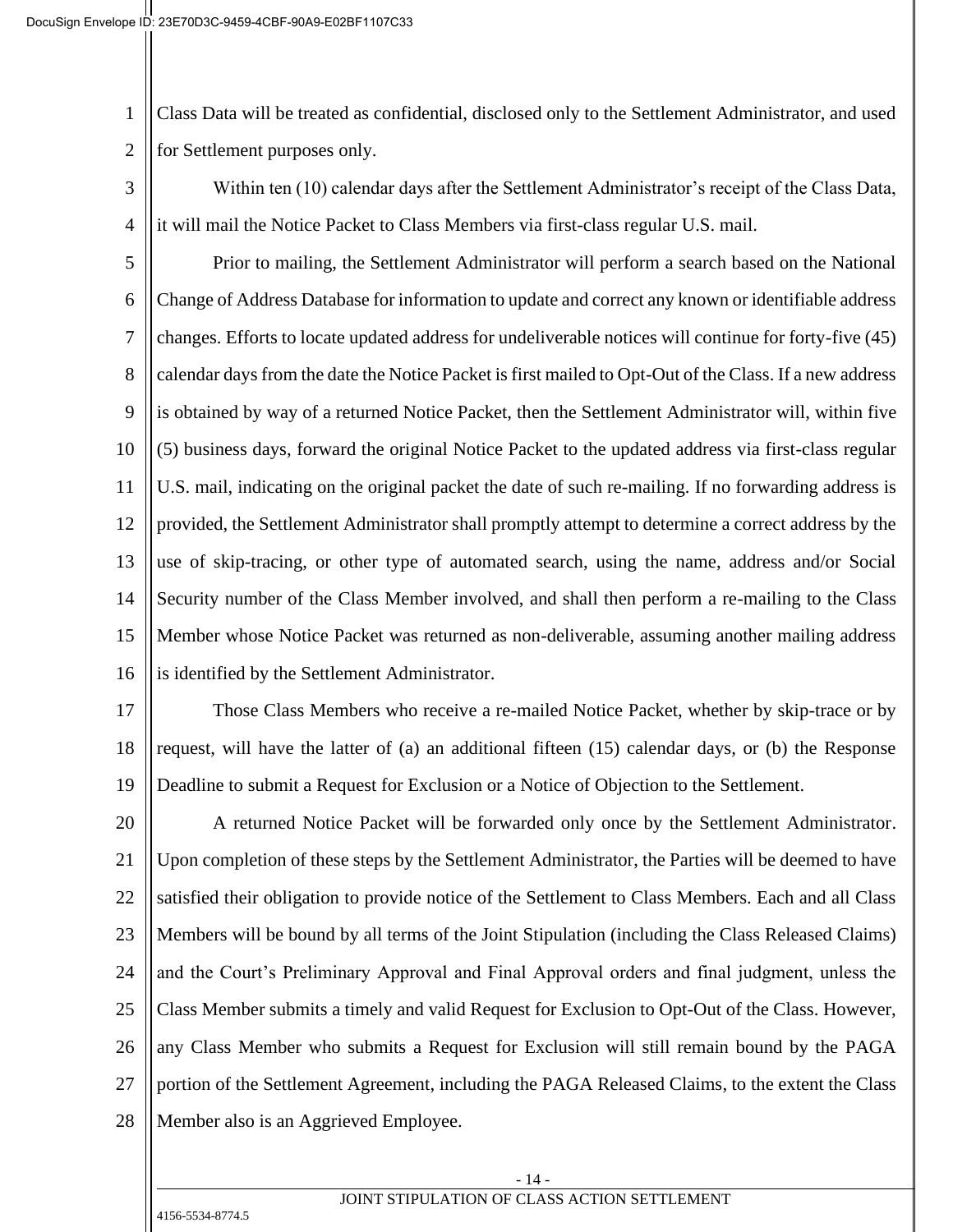Class Data will be treated as confidential, disclosed only to the Settlement Administrator, and used for Settlement purposes only.

Within ten (10) calendar days after the Settlement Administrator's receipt of the Class Data, it will mail the Notice Packet to Class Members via first-class regular U.S. mail.

Prior to mailing, the Settlement Administrator will perform a search based on the National Change of Address Database for information to update and correct any known or identifiable address changes. Efforts to locate updated address for undeliverable notices will continue for forty-five (45) calendar days from the date the Notice Packet is first mailed to Opt-Out of the Class. If a new address is obtained by way of a returned Notice Packet, then the Settlement Administrator will, within five (5) business days, forward the original Notice Packet to the updated address via first-class regular U.S. mail, indicating on the original packet the date of such re-mailing. If no forwarding address is provided, the Settlement Administrator shall promptly attempt to determine a correct address by the use of skip-tracing, or other type of automated search, using the name, address and/or Social Security number of the Class Member involved, and shall then perform a re-mailing to the Class Member whose Notice Packet was returned as non-deliverable, assuming another mailing address is identified by the Settlement Administrator.

Those Class Members who receive a re-mailed Notice Packet, whether by skip-trace or by request, will have the latter of (a) an additional fifteen (15) calendar days, or (b) the Response Deadline to submit a Request for Exclusion or a Notice of Objection to the Settlement.

A returned Notice Packet will be forwarded only once by the Settlement Administrator. Upon completion of these steps by the Settlement Administrator, the Parties will be deemed to have satisfied their obligation to provide notice of the Settlement to Class Members. Each and all Class Members will be bound by all terms of the Joint Stipulation (including the Class Released Claims) and the Court's Preliminary Approval and Final Approval orders and final judgment, unless the Class Member submits a timely and valid Request for Exclusion to Opt-Out of the Class. However, any Class Member who submits a Request for Exclusion will still remain bound by the PAGA portion of the Settlement Agreement, including the PAGA Released Claims, to the extent the Class Member also is an Aggrieved Employee.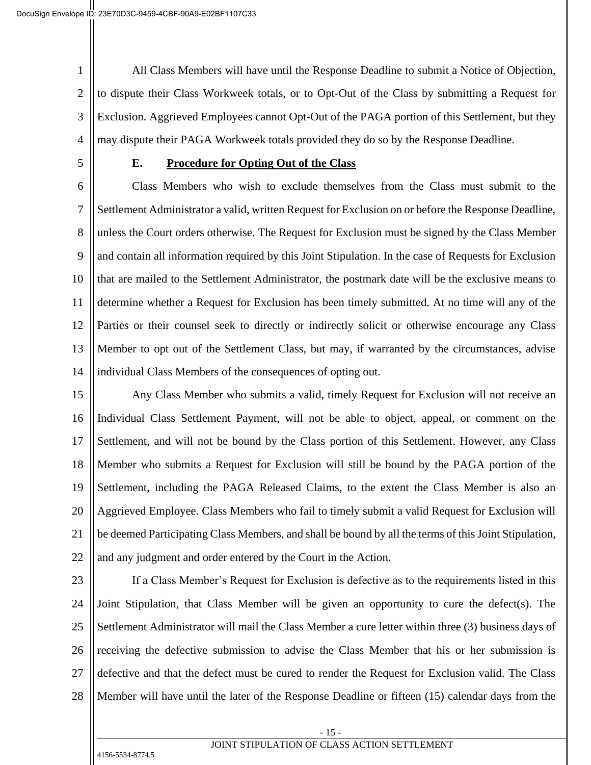All Class Members will have until the Response Deadline to submit a Notice of Objection, to dispute their Class Workweek totals, or to Opt-Out of the Class by submitting a Request for Exclusion. Aggrieved Employees cannot Opt-Out of the PAGA portion of this Settlement, but they may dispute their PAGA Workweek totals provided they do so by the Response Deadline.

### E. Procedure for Opting Out of the Class

Class Members who wish to exclude themselves from the Class must submit to the Settlement Administrator a valid, written Request for Exclusion on or before the Response Deadline, unless the Court orders otherwise. The Request for Exclusion must be signed by the Class Member and contain all information required by this Joint Stipulation. In the case of Requests for Exclusion that are mailed to the Settlement Administrator, the postmark date will be the exclusive means to determine whether a Request for Exclusion has been timely submitted. At no time will any of the Parties or their counsel seek to directly or indirectly solicit or otherwise encourage any Class Member to opt out of the Settlement Class, but may, if warranted by the circumstances, advise individual Class Members of the consequences of opting out.

Any Class Member who submits a valid, timely Request for Exclusion will not receive an Individual Class Settlement Payment, will not be able to object, appeal, or comment on the Settlement, and will not be bound by the Class portion of this Settlement. However, any Class Member who submits a Request for Exclusion will still be bound by the PAGA portion of the Settlement, including the PAGA Released Claims, to the extent the Class Member is also an Aggrieved Employee. Class Members who fail to timely submit a valid Request for Exclusion will be deemed Participating Class Members, and shall be bound by all the terms of this Joint Stipulation, and any judgment and order entered by the Court in the Action.

If a Class Member's Request for Exclusion is defective as to the requirements listed in this Joint Stipulation, that Class Member will be given an opportunity to cure the defect(s). The Settlement Administrator will mail the Class Member a cure letter within three (3) business days of receiving the defective submission to advise the Class Member that his or her submission is defective and that the defect must be cured to render the Request for Exclusion valid. The Class Member will have until the later of the Response Deadline or fifteen (15) calendar days from the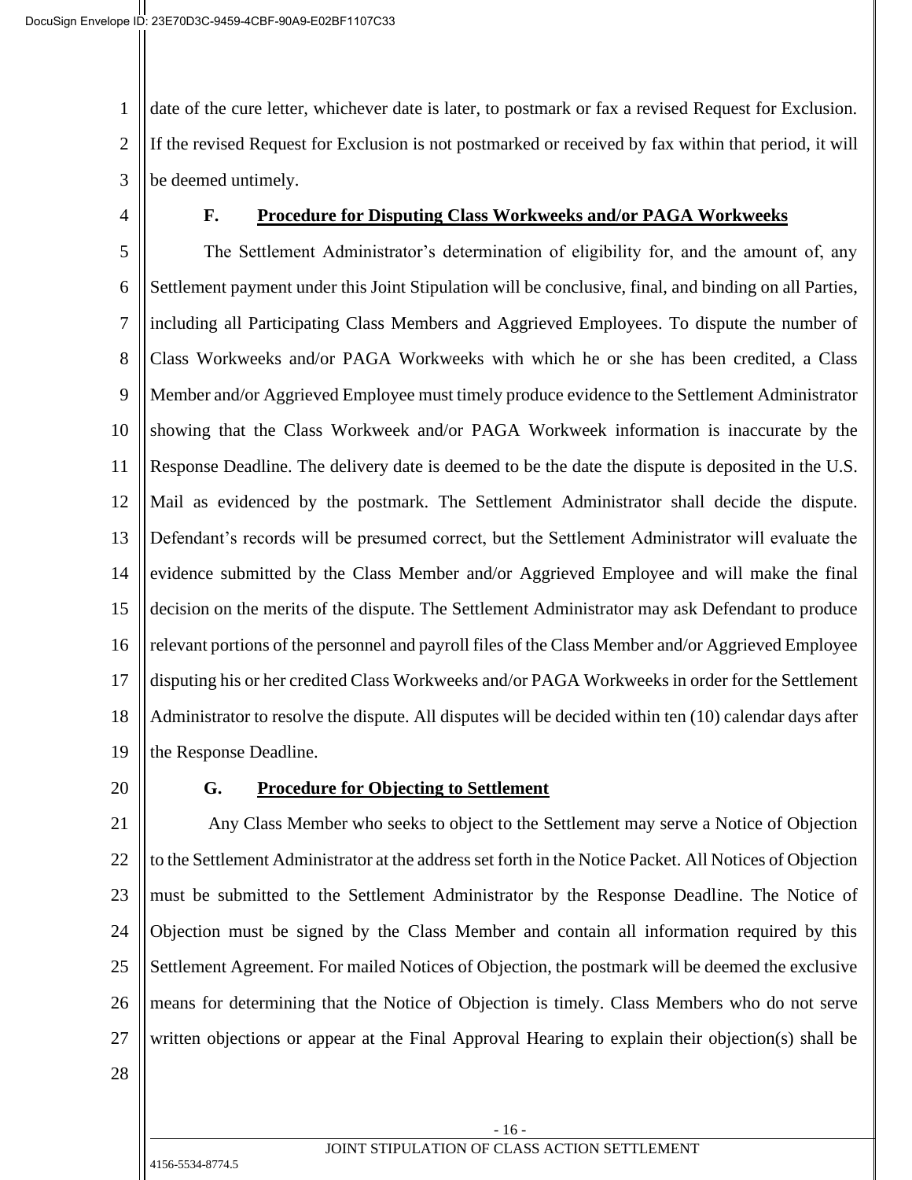date of the cure letter, whichever date is later, to postmark or fax a revised Request for Exclusion. If the revised Request for Exclusion is not postmarked or received by fax within that period, it will be deemed untimely.

### F. Procedure for Disputing Class Workweeks and/or PAGA Workweeks

The Settlement Administrator's determination of eligibility for, and the amount of, any Settlement payment under this Joint Stipulation will be conclusive, final, and binding on all Parties, including all Participating Class Members and Aggrieved Employees. To dispute the number of Class Workweeks and/or PAGA Workweeks with which he or she has been credited, a Class Member and/or Aggrieved Employee must timely produce evidence to the Settlement Administrator showing that the Class Workweek and/or PAGA Workweek information is inaccurate by the Response Deadline. The delivery date is deemed to be the date the dispute is deposited in the U.S. Mail as evidenced by the postmark. The Settlement Administrator shall decide the dispute. Defendant's records will be presumed correct, but the Settlement Administrator will evaluate the evidence submitted by the Class Member and/or Aggrieved Employee and will make the final decision on the merits of the dispute. The Settlement Administrator may ask Defendant to produce relevant portions of the personnel and payroll files of the Class Member and/or Aggrieved Employee disputing his or her credited Class Workweeks and/or PAGA Workweeks in order for the Settlement Administrator to resolve the dispute. All disputes will be decided within ten (10) calendar days after the Response Deadline.

### G. Procedure for Objecting to Settlement

Any Class Member who seeks to object to the Settlement may serve a Notice of Objection to the Settlement Administrator at the address set forth in the Notice Packet. All Notices of Objection must be submitted to the Settlement Administrator by the Response Deadline. The Notice of Objection must be signed by the Class Member and contain all information required by this Settlement Agreement. For mailed Notices of Objection, the postmark will be deemed the exclusive means for determining that the Notice of Objection is timely. Class Members who do not serve written objections or appear at the Final Approval Hearing to explain their objection(s) shall be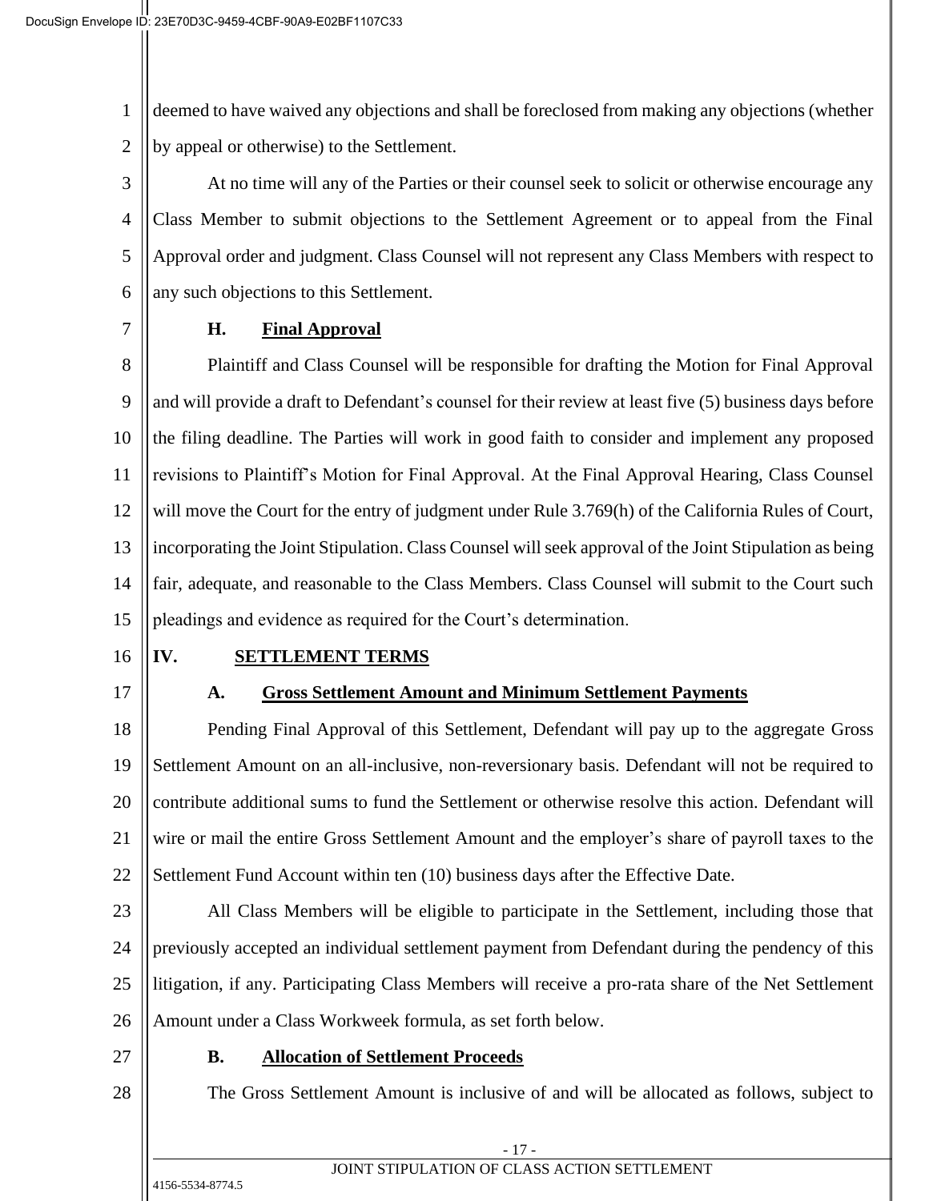deemed to have waived any objections and shall be foreclosed from making any objections (whether by appeal or otherwise) to the Settlement.

At no time will any of the Parties or their counsel seek to solicit or otherwise encourage any Class Member to submit objections to the Settlement Agreement or to appeal from the Final Approval order and judgment. Class Counsel will not represent any Class Members with respect to any such objections to this Settlement.

### H. Final Approval

Plaintiff and Class Counsel will be responsible for drafting the Motion for Final Approval and will provide a draft to Defendant's counsel for their review at least five (5) business days before the filing deadline. The Parties will work in good faith to consider and implement any proposed revisions to Plaintiff's Motion for Final Approval. At the Final Approval Hearing, Class Counsel will move the Court for the entry of judgment under Rule 3.769(h) of the California Rules of Court, incorporating the Joint Stipulation. Class Counsel will seek approval of the Joint Stipulation as being fair, adequate, and reasonable to the Class Members. Class Counsel will submit to the Court such pleadings and evidence as required for the Court's determination.

## IV. SETTLEMENT TERMS

### A. Gross Settlement Amount and Minimum Settlement Payments

Pending Final Approval of this Settlement, Defendant will pay up to the aggregate Gross Settlement Amount on an all-inclusive, non-reversionary basis. Defendant will not be required to contribute additional sums to fund the Settlement or otherwise resolve this action. Defendant will wire or mail the entire Gross Settlement Amount and the employer's share of payroll taxes to the Settlement Fund Account within ten (10) business days after the Effective Date.

All Class Members will be eligible to participate in the Settlement, including those that previously accepted an individual settlement payment from Defendant during the pendency of this litigation, if any. Participating Class Members will receive a pro-rata share of the Net Settlement Amount under a Class Workweek formula, as set forth below.

### B. Allocation of Settlement Proceeds

The Gross Settlement Amount is inclusive of and will be allocated as follows, subject to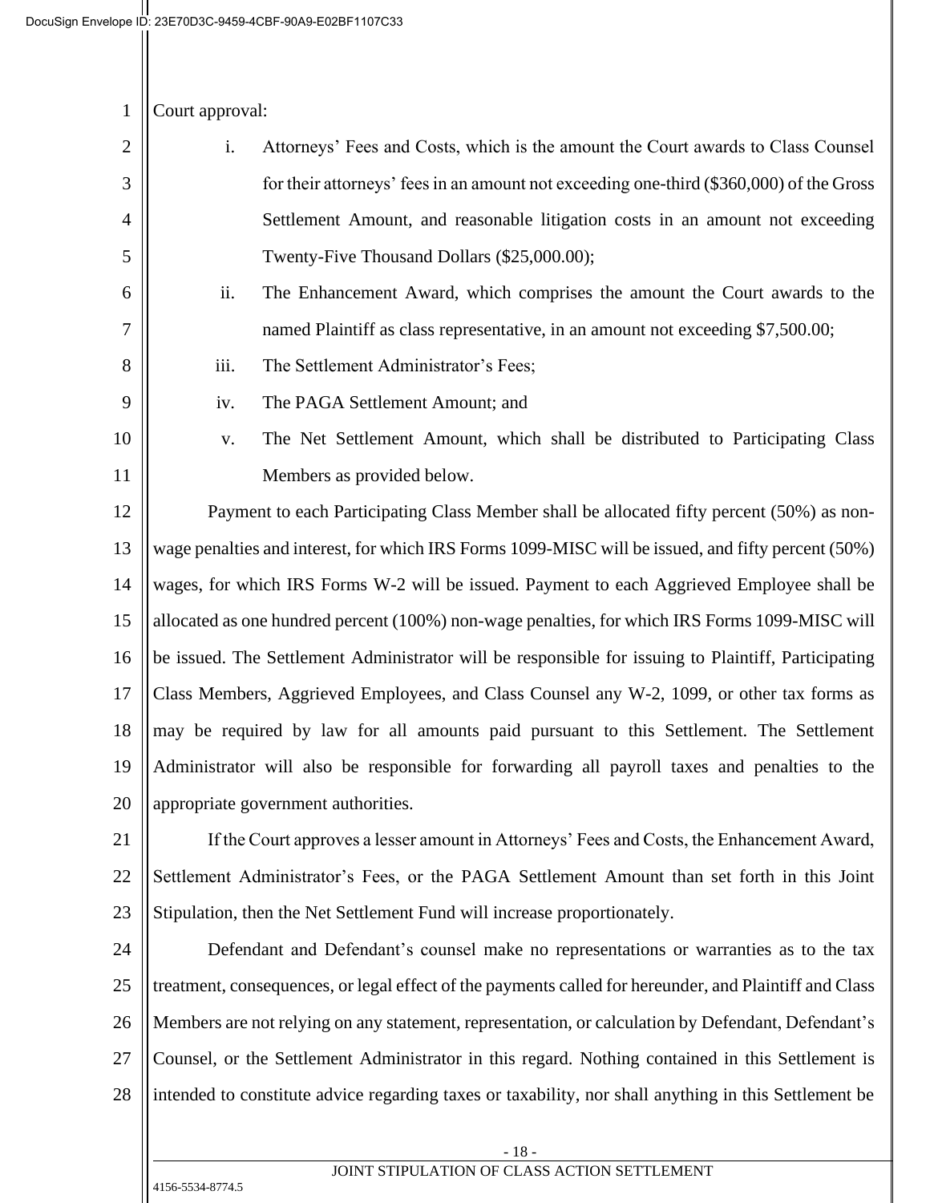Court approval:

i. Attorneys' Fees and Costs, which is the amount the Court awards to Class Counsel for their attorneys' fees in an amount not exceeding one-third ($360,000) of the Gross Settlement Amount, and reasonable litigation costs in an amount not exceeding Twenty-Five Thousand Dollars ($25,000.00);

ii. The Enhancement Award, which comprises the amount the Court awards to the named Plaintiff as class representative, in an amount not exceeding $7,500.00;

iii. The Settlement Administrator's Fees;

iv. The PAGA Settlement Amount; and

v. The Net Settlement Amount, which shall be distributed to Participating Class Members as provided below.

Payment to each Participating Class Member shall be allocated fifty percent (50%) as non-wage penalties and interest, for which IRS Forms 1099-MISC will be issued, and fifty percent (50%) wages, for which IRS Forms W-2 will be issued. Payment to each Aggrieved Employee shall be allocated as one hundred percent (100%) non-wage penalties, for which IRS Forms 1099-MISC will be issued. The Settlement Administrator will be responsible for issuing to Plaintiff, Participating Class Members, Aggrieved Employees, and Class Counsel any W-2, 1099, or other tax forms as may be required by law for all amounts paid pursuant to this Settlement. The Settlement Administrator will also be responsible for forwarding all payroll taxes and penalties to the appropriate government authorities.

If the Court approves a lesser amount in Attorneys' Fees and Costs, the Enhancement Award, Settlement Administrator's Fees, or the PAGA Settlement Amount than set forth in this Joint Stipulation, then the Net Settlement Fund will increase proportionately.

Defendant and Defendant's counsel make no representations or warranties as to the tax treatment, consequences, or legal effect of the payments called for hereunder, and Plaintiff and Class Members are not relying on any statement, representation, or calculation by Defendant, Defendant's Counsel, or the Settlement Administrator in this regard. Nothing contained in this Settlement is intended to constitute advice regarding taxes or taxability, nor shall anything in this Settlement be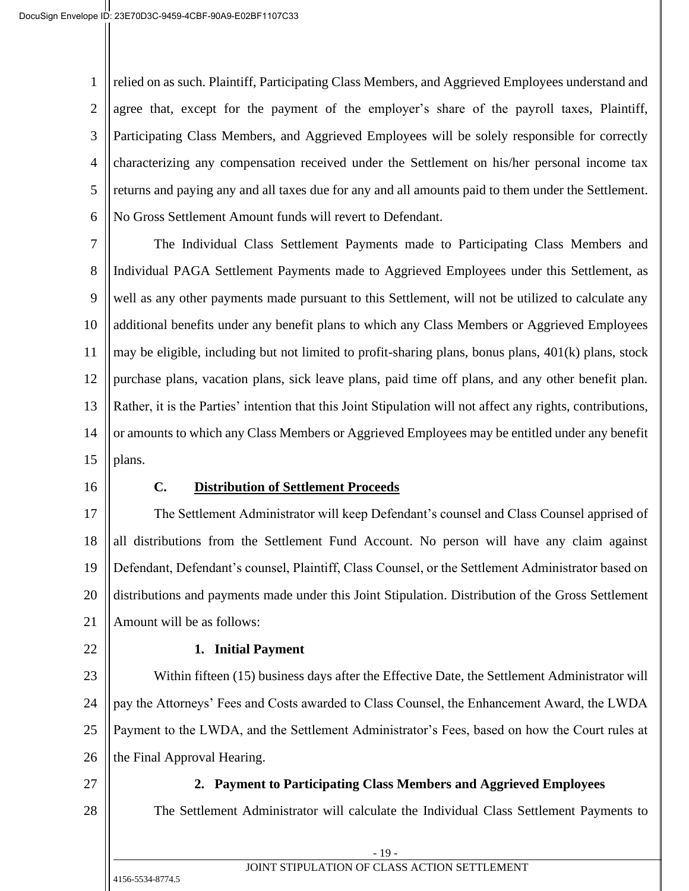relied on as such. Plaintiff, Participating Class Members, and Aggrieved Employees understand and agree that, except for the payment of the employer's share of the payroll taxes, Plaintiff, Participating Class Members, and Aggrieved Employees will be solely responsible for correctly characterizing any compensation received under the Settlement on his/her personal income tax returns and paying any and all taxes due for any and all amounts paid to them under the Settlement. No Gross Settlement Amount funds will revert to Defendant.

The Individual Class Settlement Payments made to Participating Class Members and Individual PAGA Settlement Payments made to Aggrieved Employees under this Settlement, as well as any other payments made pursuant to this Settlement, will not be utilized to calculate any additional benefits under any benefit plans to which any Class Members or Aggrieved Employees may be eligible, including but not limited to profit-sharing plans, bonus plans, 401(k) plans, stock purchase plans, vacation plans, sick leave plans, paid time off plans, and any other benefit plan. Rather, it is the Parties' intention that this Joint Stipulation will not affect any rights, contributions, or amounts to which any Class Members or Aggrieved Employees may be entitled under any benefit plans.

### C. Distribution of Settlement Proceeds

The Settlement Administrator will keep Defendant's counsel and Class Counsel apprised of all distributions from the Settlement Fund Account. No person will have any claim against Defendant, Defendant's counsel, Plaintiff, Class Counsel, or the Settlement Administrator based on distributions and payments made under this Joint Stipulation. Distribution of the Gross Settlement Amount will be as follows:

#### 1. Initial Payment

Within fifteen (15) business days after the Effective Date, the Settlement Administrator will pay the Attorneys' Fees and Costs awarded to Class Counsel, the Enhancement Award, the LWDA Payment to the LWDA, and the Settlement Administrator's Fees, based on how the Court rules at the Final Approval Hearing.

#### 2. Payment to Participating Class Members and Aggrieved Employees

The Settlement Administrator will calculate the Individual Class Settlement Payments to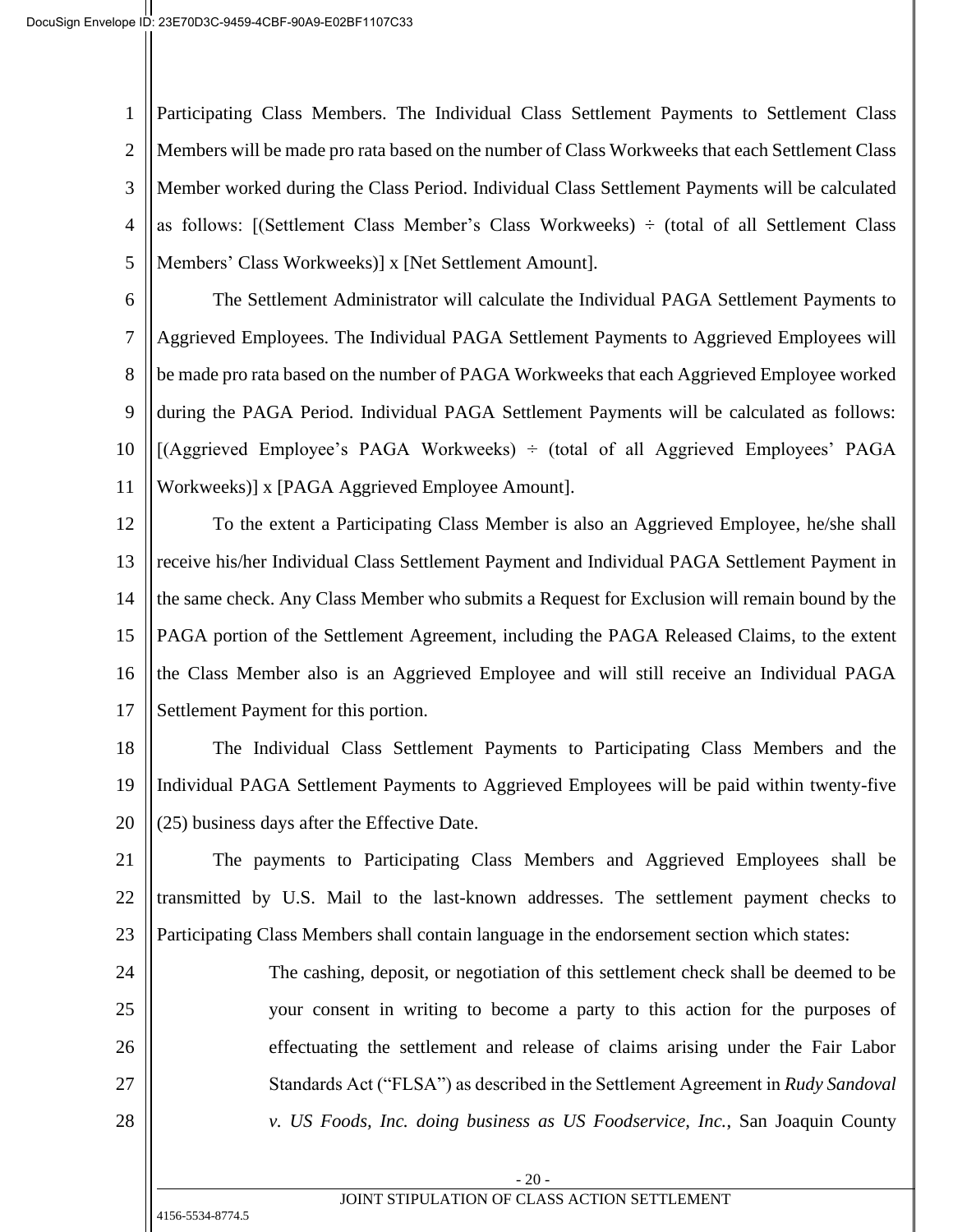Participating Class Members. The Individual Class Settlement Payments to Settlement Class Members will be made pro rata based on the number of Class Workweeks that each Settlement Class Member worked during the Class Period. Individual Class Settlement Payments will be calculated as follows: [(Settlement Class Member's Class Workweeks) ÷ (total of all Settlement Class Members' Class Workweeks)] x [Net Settlement Amount].

The Settlement Administrator will calculate the Individual PAGA Settlement Payments to Aggrieved Employees. The Individual PAGA Settlement Payments to Aggrieved Employees will be made pro rata based on the number of PAGA Workweeks that each Aggrieved Employee worked during the PAGA Period. Individual PAGA Settlement Payments will be calculated as follows: [(Aggrieved Employee's PAGA Workweeks) ÷ (total of all Aggrieved Employees' PAGA Workweeks)] x [PAGA Aggrieved Employee Amount].

To the extent a Participating Class Member is also an Aggrieved Employee, he/she shall receive his/her Individual Class Settlement Payment and Individual PAGA Settlement Payment in the same check. Any Class Member who submits a Request for Exclusion will remain bound by the PAGA portion of the Settlement Agreement, including the PAGA Released Claims, to the extent the Class Member also is an Aggrieved Employee and will still receive an Individual PAGA Settlement Payment for this portion.

The Individual Class Settlement Payments to Participating Class Members and the Individual PAGA Settlement Payments to Aggrieved Employees will be paid within twenty-five (25) business days after the Effective Date.

The payments to Participating Class Members and Aggrieved Employees shall be transmitted by U.S. Mail to the last-known addresses. The settlement payment checks to Participating Class Members shall contain language in the endorsement section which states:

> The cashing, deposit, or negotiation of this settlement check shall be deemed to be your consent in writing to become a party to this action for the purposes of effectuating the settlement and release of claims arising under the Fair Labor Standards Act ("FLSA") as described in the Settlement Agreement in *Rudy Sandoval v. US Foods, Inc. doing business as US Foodservice, Inc.*, San Joaquin County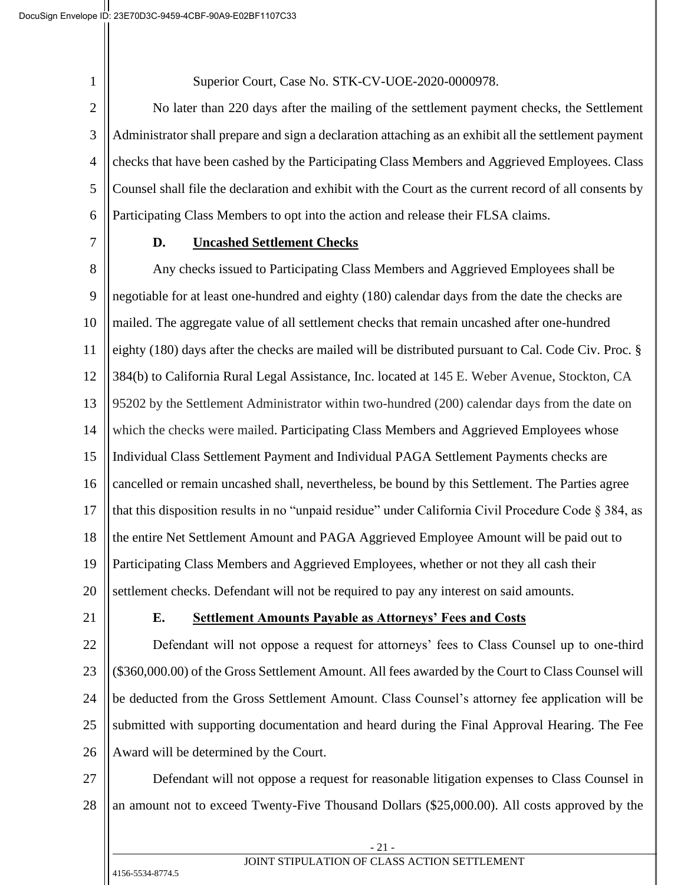Superior Court, Case No. STK-CV-UOE-2020-0000978.

No later than 220 days after the mailing of the settlement payment checks, the Settlement Administrator shall prepare and sign a declaration attaching as an exhibit all the settlement payment checks that have been cashed by the Participating Class Members and Aggrieved Employees. Class Counsel shall file the declaration and exhibit with the Court as the current record of all consents by Participating Class Members to opt into the action and release their FLSA claims.

**D. Uncashed Settlement Checks**

Any checks issued to Participating Class Members and Aggrieved Employees shall be negotiable for at least one-hundred and eighty (180) calendar days from the date the checks are mailed. The aggregate value of all settlement checks that remain uncashed after one-hundred eighty (180) days after the checks are mailed will be distributed pursuant to Cal. Code Civ. Proc. § 384(b) to California Rural Legal Assistance, Inc. located at 145 E. Weber Avenue, Stockton, CA 95202 by the Settlement Administrator within two-hundred (200) calendar days from the date on which the checks were mailed. Participating Class Members and Aggrieved Employees whose Individual Class Settlement Payment and Individual PAGA Settlement Payments checks are cancelled or remain uncashed shall, nevertheless, be bound by this Settlement. The Parties agree that this disposition results in no "unpaid residue" under California Civil Procedure Code § 384, as the entire Net Settlement Amount and PAGA Aggrieved Employee Amount will be paid out to Participating Class Members and Aggrieved Employees, whether or not they all cash their settlement checks. Defendant will not be required to pay any interest on said amounts.

**E. Settlement Amounts Payable as Attorneys' Fees and Costs**

Defendant will not oppose a request for attorneys' fees to Class Counsel up to one-third ($360,000.00) of the Gross Settlement Amount. All fees awarded by the Court to Class Counsel will be deducted from the Gross Settlement Amount. Class Counsel's attorney fee application will be submitted with supporting documentation and heard during the Final Approval Hearing. The Fee Award will be determined by the Court.

Defendant will not oppose a request for reasonable litigation expenses to Class Counsel in an amount not to exceed Twenty-Five Thousand Dollars ($25,000.00). All costs approved by the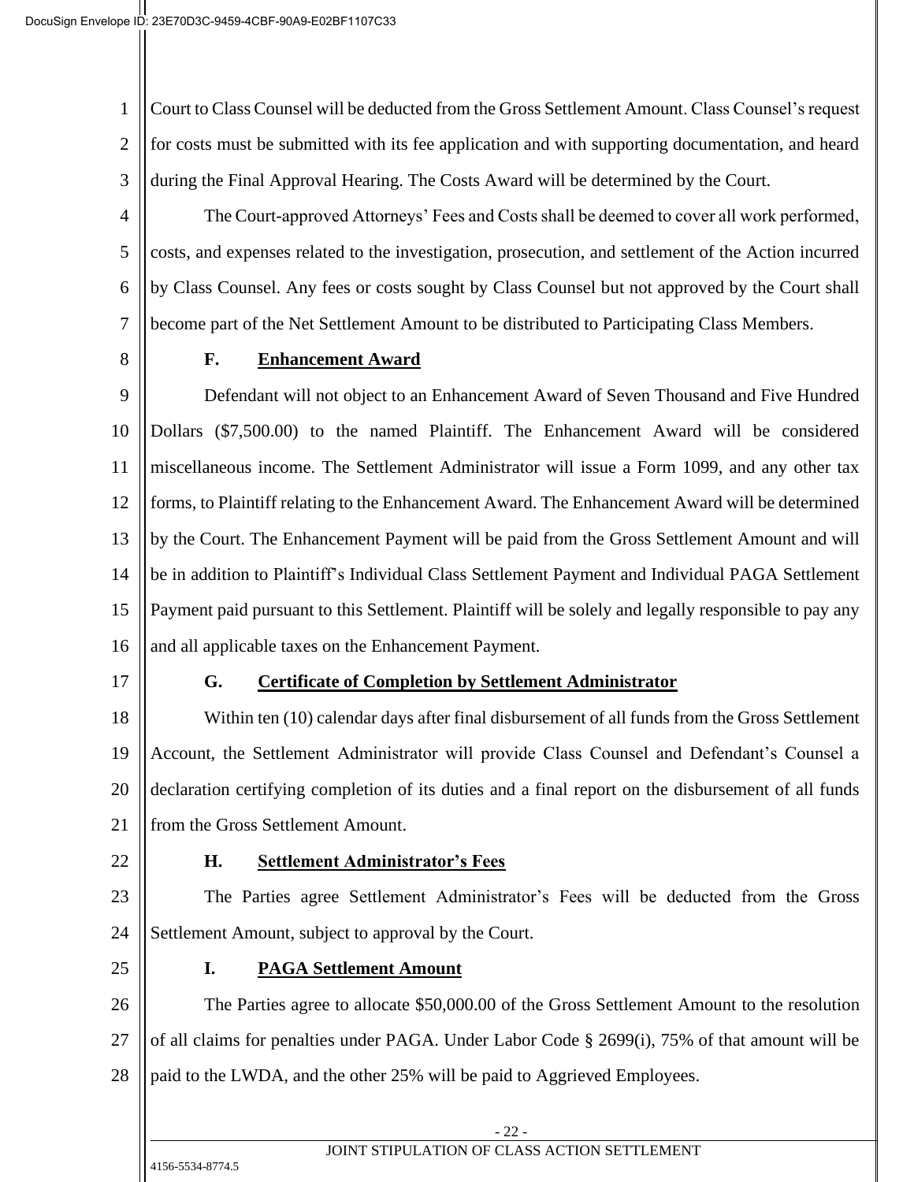Court to Class Counsel will be deducted from the Gross Settlement Amount. Class Counsel's request for costs must be submitted with its fee application and with supporting documentation, and heard during the Final Approval Hearing. The Costs Award will be determined by the Court.

The Court-approved Attorneys' Fees and Costs shall be deemed to cover all work performed, costs, and expenses related to the investigation, prosecution, and settlement of the Action incurred by Class Counsel. Any fees or costs sought by Class Counsel but not approved by the Court shall become part of the Net Settlement Amount to be distributed to Participating Class Members.

### F. Enhancement Award

Defendant will not object to an Enhancement Award of Seven Thousand and Five Hundred Dollars ($7,500.00) to the named Plaintiff. The Enhancement Award will be considered miscellaneous income. The Settlement Administrator will issue a Form 1099, and any other tax forms, to Plaintiff relating to the Enhancement Award. The Enhancement Award will be determined by the Court. The Enhancement Payment will be paid from the Gross Settlement Amount and will be in addition to Plaintiff's Individual Class Settlement Payment and Individual PAGA Settlement Payment paid pursuant to this Settlement. Plaintiff will be solely and legally responsible to pay any and all applicable taxes on the Enhancement Payment.

### G. Certificate of Completion by Settlement Administrator

Within ten (10) calendar days after final disbursement of all funds from the Gross Settlement Account, the Settlement Administrator will provide Class Counsel and Defendant's Counsel a declaration certifying completion of its duties and a final report on the disbursement of all funds from the Gross Settlement Amount.

### H. Settlement Administrator's Fees

The Parties agree Settlement Administrator's Fees will be deducted from the Gross Settlement Amount, subject to approval by the Court.

### I. PAGA Settlement Amount

The Parties agree to allocate $50,000.00 of the Gross Settlement Amount to the resolution of all claims for penalties under PAGA. Under Labor Code § 2699(i), 75% of that amount will be paid to the LWDA, and the other 25% will be paid to Aggrieved Employees.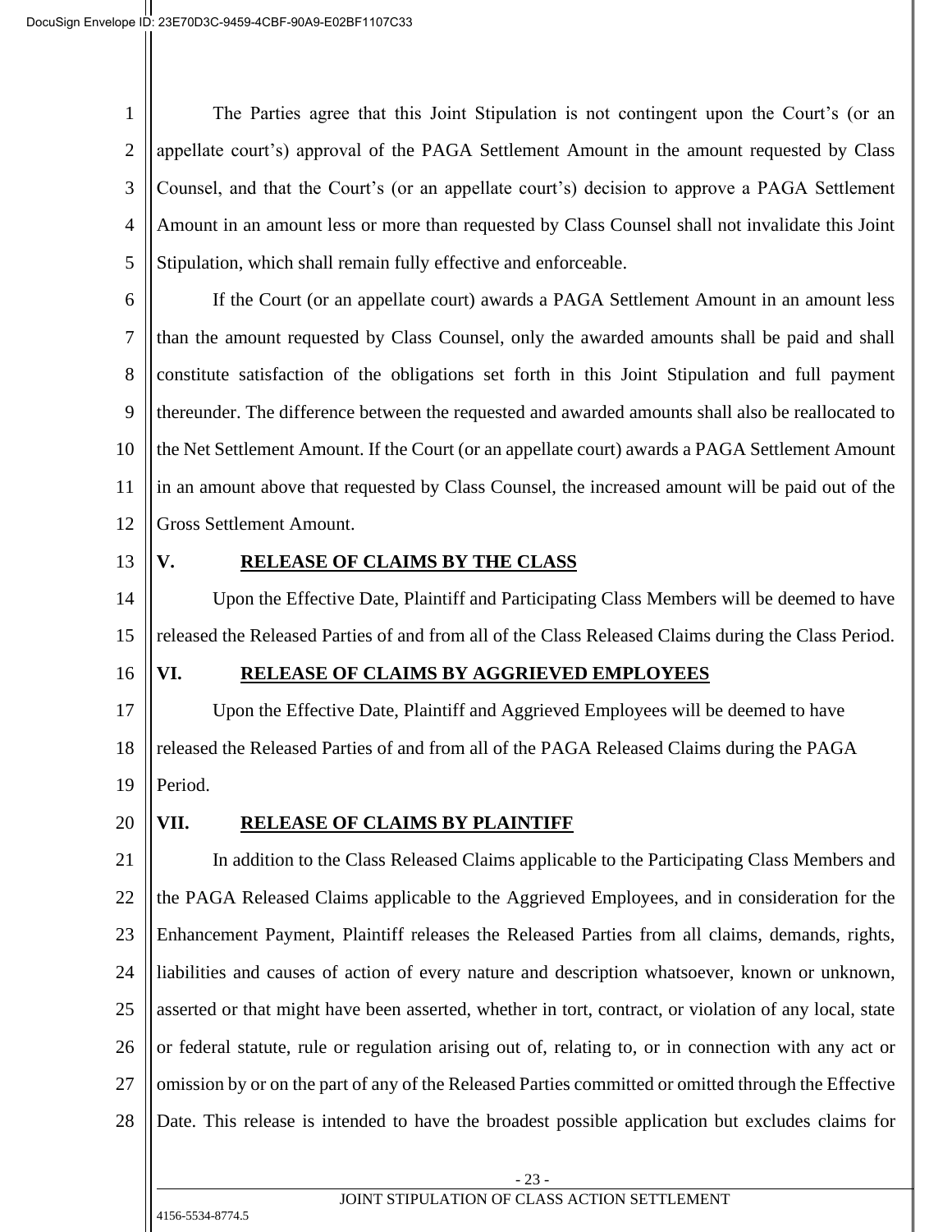The Parties agree that this Joint Stipulation is not contingent upon the Court's (or an appellate court's) approval of the PAGA Settlement Amount in the amount requested by Class Counsel, and that the Court's (or an appellate court's) decision to approve a PAGA Settlement Amount in an amount less or more than requested by Class Counsel shall not invalidate this Joint Stipulation, which shall remain fully effective and enforceable.

If the Court (or an appellate court) awards a PAGA Settlement Amount in an amount less than the amount requested by Class Counsel, only the awarded amounts shall be paid and shall constitute satisfaction of the obligations set forth in this Joint Stipulation and full payment thereunder. The difference between the requested and awarded amounts shall also be reallocated to the Net Settlement Amount. If the Court (or an appellate court) awards a PAGA Settlement Amount in an amount above that requested by Class Counsel, the increased amount will be paid out of the Gross Settlement Amount.

## V. RELEASE OF CLAIMS BY THE CLASS

Upon the Effective Date, Plaintiff and Participating Class Members will be deemed to have released the Released Parties of and from all of the Class Released Claims during the Class Period.

## VI. RELEASE OF CLAIMS BY AGGRIEVED EMPLOYEES

Upon the Effective Date, Plaintiff and Aggrieved Employees will be deemed to have released the Released Parties of and from all of the PAGA Released Claims during the PAGA Period.

## VII. RELEASE OF CLAIMS BY PLAINTIFF

In addition to the Class Released Claims applicable to the Participating Class Members and the PAGA Released Claims applicable to the Aggrieved Employees, and in consideration for the Enhancement Payment, Plaintiff releases the Released Parties from all claims, demands, rights, liabilities and causes of action of every nature and description whatsoever, known or unknown, asserted or that might have been asserted, whether in tort, contract, or violation of any local, state or federal statute, rule or regulation arising out of, relating to, or in connection with any act or omission by or on the part of any of the Released Parties committed or omitted through the Effective Date. This release is intended to have the broadest possible application but excludes claims for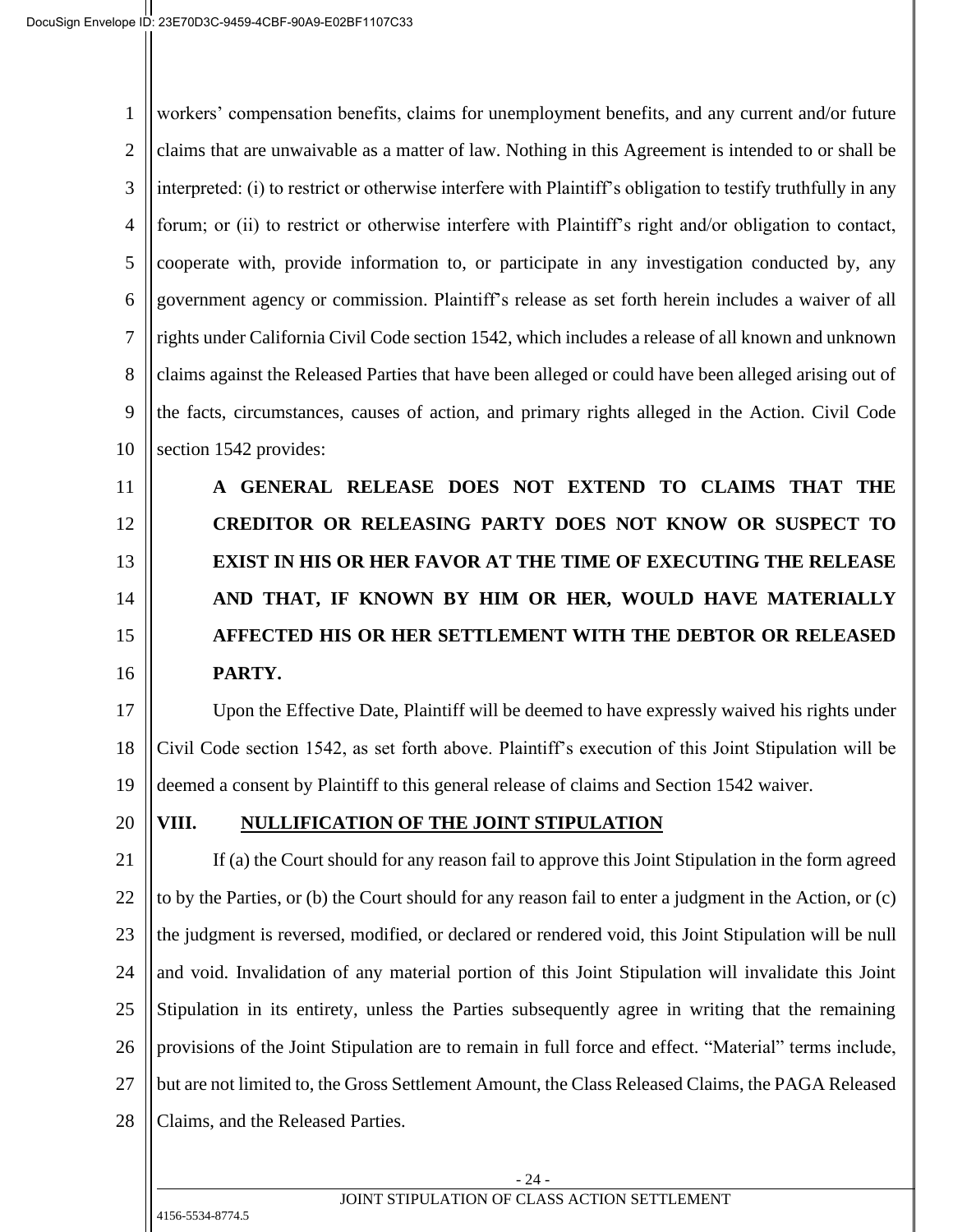workers' compensation benefits, claims for unemployment benefits, and any current and/or future claims that are unwaivable as a matter of law. Nothing in this Agreement is intended to or shall be interpreted: (i) to restrict or otherwise interfere with Plaintiff's obligation to testify truthfully in any forum; or (ii) to restrict or otherwise interfere with Plaintiff's right and/or obligation to contact, cooperate with, provide information to, or participate in any investigation conducted by, any government agency or commission. Plaintiff's release as set forth herein includes a waiver of all rights under California Civil Code section 1542, which includes a release of all known and unknown claims against the Released Parties that have been alleged or could have been alleged arising out of the facts, circumstances, causes of action, and primary rights alleged in the Action. Civil Code section 1542 provides:

> **A GENERAL RELEASE DOES NOT EXTEND TO CLAIMS THAT THE CREDITOR OR RELEASING PARTY DOES NOT KNOW OR SUSPECT TO EXIST IN HIS OR HER FAVOR AT THE TIME OF EXECUTING THE RELEASE AND THAT, IF KNOWN BY HIM OR HER, WOULD HAVE MATERIALLY AFFECTED HIS OR HER SETTLEMENT WITH THE DEBTOR OR RELEASED PARTY.**

Upon the Effective Date, Plaintiff will be deemed to have expressly waived his rights under Civil Code section 1542, as set forth above. Plaintiff's execution of this Joint Stipulation will be deemed a consent by Plaintiff to this general release of claims and Section 1542 waiver.

## VIII. NULLIFICATION OF THE JOINT STIPULATION

If (a) the Court should for any reason fail to approve this Joint Stipulation in the form agreed to by the Parties, or (b) the Court should for any reason fail to enter a judgment in the Action, or (c) the judgment is reversed, modified, or declared or rendered void, this Joint Stipulation will be null and void. Invalidation of any material portion of this Joint Stipulation will invalidate this Joint Stipulation in its entirety, unless the Parties subsequently agree in writing that the remaining provisions of the Joint Stipulation are to remain in full force and effect. "Material" terms include, but are not limited to, the Gross Settlement Amount, the Class Released Claims, the PAGA Released Claims, and the Released Parties.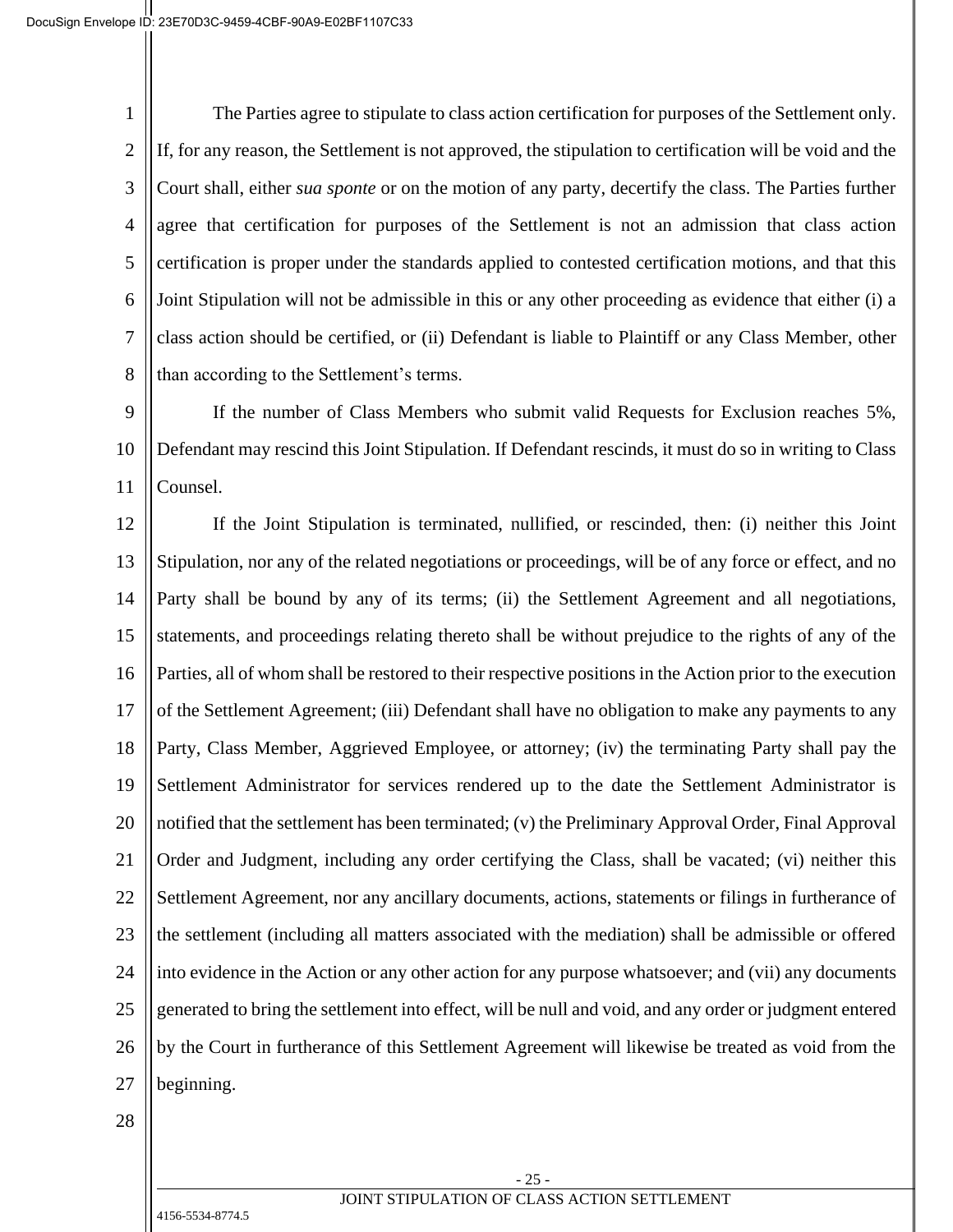The Parties agree to stipulate to class action certification for purposes of the Settlement only. If, for any reason, the Settlement is not approved, the stipulation to certification will be void and the Court shall, either *sua sponte* or on the motion of any party, decertify the class. The Parties further agree that certification for purposes of the Settlement is not an admission that class action certification is proper under the standards applied to contested certification motions, and that this Joint Stipulation will not be admissible in this or any other proceeding as evidence that either (i) a class action should be certified, or (ii) Defendant is liable to Plaintiff or any Class Member, other than according to the Settlement's terms.

If the number of Class Members who submit valid Requests for Exclusion reaches 5%, Defendant may rescind this Joint Stipulation. If Defendant rescinds, it must do so in writing to Class Counsel.

If the Joint Stipulation is terminated, nullified, or rescinded, then: (i) neither this Joint Stipulation, nor any of the related negotiations or proceedings, will be of any force or effect, and no Party shall be bound by any of its terms; (ii) the Settlement Agreement and all negotiations, statements, and proceedings relating thereto shall be without prejudice to the rights of any of the Parties, all of whom shall be restored to their respective positions in the Action prior to the execution of the Settlement Agreement; (iii) Defendant shall have no obligation to make any payments to any Party, Class Member, Aggrieved Employee, or attorney; (iv) the terminating Party shall pay the Settlement Administrator for services rendered up to the date the Settlement Administrator is notified that the settlement has been terminated; (v) the Preliminary Approval Order, Final Approval Order and Judgment, including any order certifying the Class, shall be vacated; (vi) neither this Settlement Agreement, nor any ancillary documents, actions, statements or filings in furtherance of the settlement (including all matters associated with the mediation) shall be admissible or offered into evidence in the Action or any other action for any purpose whatsoever; and (vii) any documents generated to bring the settlement into effect, will be null and void, and any order or judgment entered by the Court in furtherance of this Settlement Agreement will likewise be treated as void from the beginning.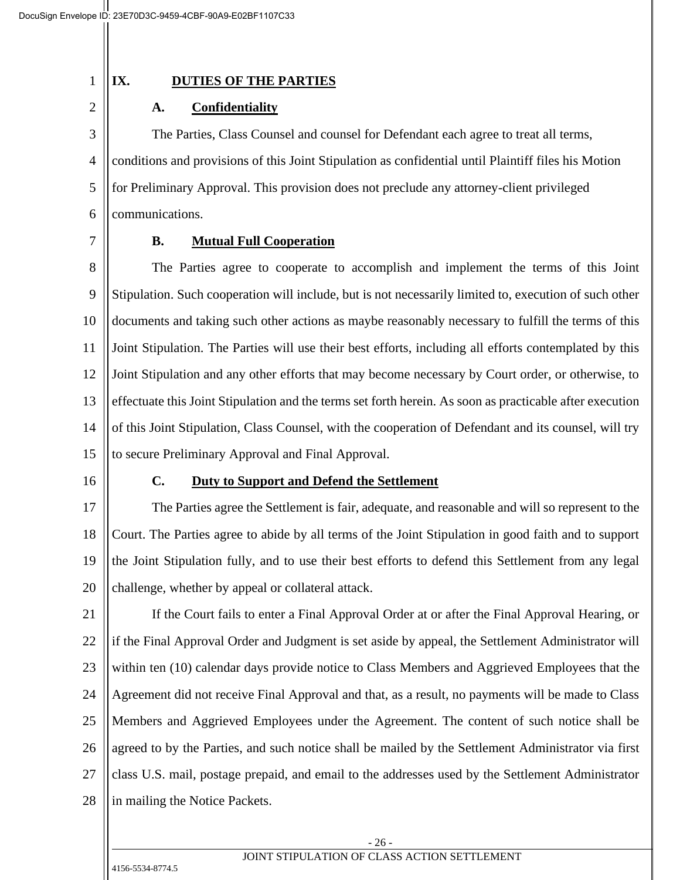## IX. DUTIES OF THE PARTIES

### A. Confidentiality

The Parties, Class Counsel and counsel for Defendant each agree to treat all terms, conditions and provisions of this Joint Stipulation as confidential until Plaintiff files his Motion for Preliminary Approval. This provision does not preclude any attorney-client privileged communications.

### B. Mutual Full Cooperation

The Parties agree to cooperate to accomplish and implement the terms of this Joint Stipulation. Such cooperation will include, but is not necessarily limited to, execution of such other documents and taking such other actions as maybe reasonably necessary to fulfill the terms of this Joint Stipulation. The Parties will use their best efforts, including all efforts contemplated by this Joint Stipulation and any other efforts that may become necessary by Court order, or otherwise, to effectuate this Joint Stipulation and the terms set forth herein. As soon as practicable after execution of this Joint Stipulation, Class Counsel, with the cooperation of Defendant and its counsel, will try to secure Preliminary Approval and Final Approval.

### C. Duty to Support and Defend the Settlement

The Parties agree the Settlement is fair, adequate, and reasonable and will so represent to the Court. The Parties agree to abide by all terms of the Joint Stipulation in good faith and to support the Joint Stipulation fully, and to use their best efforts to defend this Settlement from any legal challenge, whether by appeal or collateral attack.

If the Court fails to enter a Final Approval Order at or after the Final Approval Hearing, or if the Final Approval Order and Judgment is set aside by appeal, the Settlement Administrator will within ten (10) calendar days provide notice to Class Members and Aggrieved Employees that the Agreement did not receive Final Approval and that, as a result, no payments will be made to Class Members and Aggrieved Employees under the Agreement. The content of such notice shall be agreed to by the Parties, and such notice shall be mailed by the Settlement Administrator via first class U.S. mail, postage prepaid, and email to the addresses used by the Settlement Administrator in mailing the Notice Packets.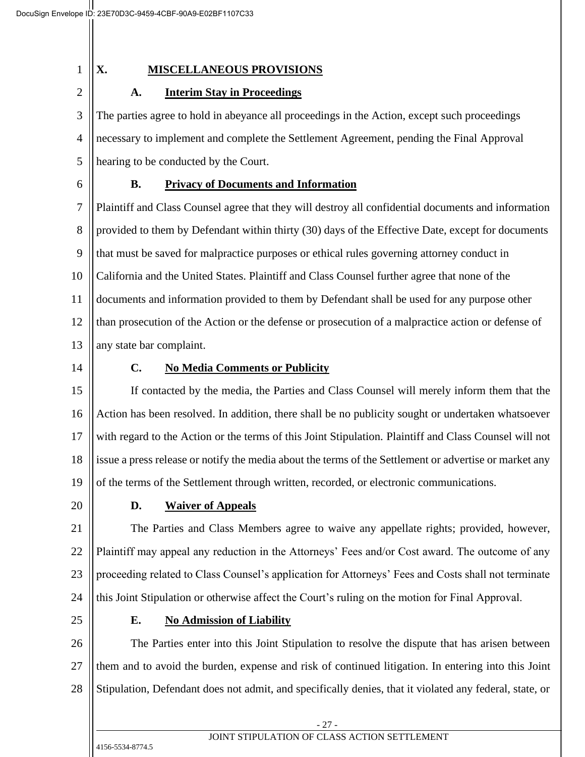## X. MISCELLANEOUS PROVISIONS

### A. Interim Stay in Proceedings

The parties agree to hold in abeyance all proceedings in the Action, except such proceedings necessary to implement and complete the Settlement Agreement, pending the Final Approval hearing to be conducted by the Court.

### B. Privacy of Documents and Information

Plaintiff and Class Counsel agree that they will destroy all confidential documents and information provided to them by Defendant within thirty (30) days of the Effective Date, except for documents that must be saved for malpractice purposes or ethical rules governing attorney conduct in California and the United States. Plaintiff and Class Counsel further agree that none of the documents and information provided to them by Defendant shall be used for any purpose other than prosecution of the Action or the defense or prosecution of a malpractice action or defense of any state bar complaint.

### C. No Media Comments or Publicity

If contacted by the media, the Parties and Class Counsel will merely inform them that the Action has been resolved. In addition, there shall be no publicity sought or undertaken whatsoever with regard to the Action or the terms of this Joint Stipulation. Plaintiff and Class Counsel will not issue a press release or notify the media about the terms of the Settlement or advertise or market any of the terms of the Settlement through written, recorded, or electronic communications.

### D. Waiver of Appeals

The Parties and Class Members agree to waive any appellate rights; provided, however, Plaintiff may appeal any reduction in the Attorneys' Fees and/or Cost award. The outcome of any proceeding related to Class Counsel's application for Attorneys' Fees and Costs shall not terminate this Joint Stipulation or otherwise affect the Court's ruling on the motion for Final Approval.

### E. No Admission of Liability

The Parties enter into this Joint Stipulation to resolve the dispute that has arisen between them and to avoid the burden, expense and risk of continued litigation. In entering into this Joint Stipulation, Defendant does not admit, and specifically denies, that it violated any federal, state, or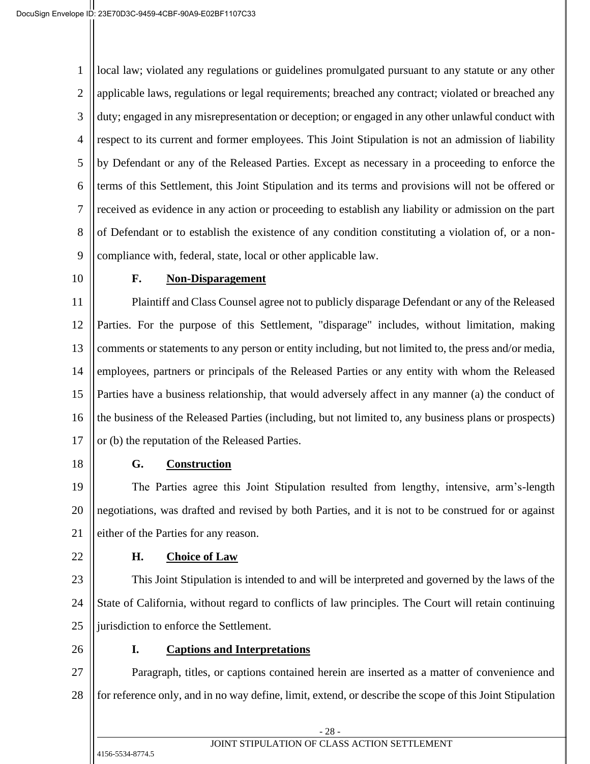local law; violated any regulations or guidelines promulgated pursuant to any statute or any other applicable laws, regulations or legal requirements; breached any contract; violated or breached any duty; engaged in any misrepresentation or deception; or engaged in any other unlawful conduct with respect to its current and former employees. This Joint Stipulation is not an admission of liability by Defendant or any of the Released Parties. Except as necessary in a proceeding to enforce the terms of this Settlement, this Joint Stipulation and its terms and provisions will not be offered or received as evidence in any action or proceeding to establish any liability or admission on the part of Defendant or to establish the existence of any condition constituting a violation of, or a non-compliance with, federal, state, local or other applicable law.

### F. Non-Disparagement

Plaintiff and Class Counsel agree not to publicly disparage Defendant or any of the Released Parties. For the purpose of this Settlement, "disparage" includes, without limitation, making comments or statements to any person or entity including, but not limited to, the press and/or media, employees, partners or principals of the Released Parties or any entity with whom the Released Parties have a business relationship, that would adversely affect in any manner (a) the conduct of the business of the Released Parties (including, but not limited to, any business plans or prospects) or (b) the reputation of the Released Parties.

### G. Construction

The Parties agree this Joint Stipulation resulted from lengthy, intensive, arm's-length negotiations, was drafted and revised by both Parties, and it is not to be construed for or against either of the Parties for any reason.

### H. Choice of Law

This Joint Stipulation is intended to and will be interpreted and governed by the laws of the State of California, without regard to conflicts of law principles. The Court will retain continuing jurisdiction to enforce the Settlement.

### I. Captions and Interpretations

Paragraph, titles, or captions contained herein are inserted as a matter of convenience and for reference only, and in no way define, limit, extend, or describe the scope of this Joint Stipulation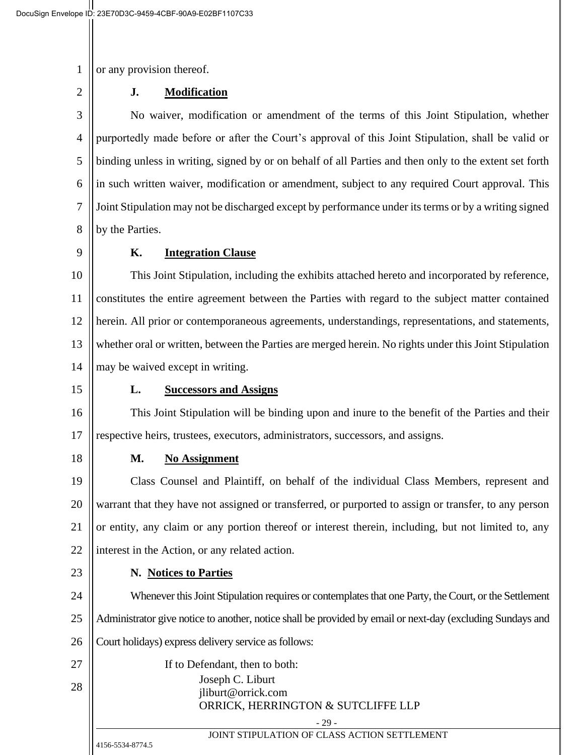or any provision thereof.

**J. Modification**

No waiver, modification or amendment of the terms of this Joint Stipulation, whether purportedly made before or after the Court's approval of this Joint Stipulation, shall be valid or binding unless in writing, signed by or on behalf of all Parties and then only to the extent set forth in such written waiver, modification or amendment, subject to any required Court approval. This Joint Stipulation may not be discharged except by performance under its terms or by a writing signed by the Parties.

**K. Integration Clause**

This Joint Stipulation, including the exhibits attached hereto and incorporated by reference, constitutes the entire agreement between the Parties with regard to the subject matter contained herein. All prior or contemporaneous agreements, understandings, representations, and statements, whether oral or written, between the Parties are merged herein. No rights under this Joint Stipulation may be waived except in writing.

**L. Successors and Assigns**

This Joint Stipulation will be binding upon and inure to the benefit of the Parties and their respective heirs, trustees, executors, administrators, successors, and assigns.

**M. No Assignment**

Class Counsel and Plaintiff, on behalf of the individual Class Members, represent and warrant that they have not assigned or transferred, or purported to assign or transfer, to any person or entity, any claim or any portion thereof or interest therein, including, but not limited to, any interest in the Action, or any related action.

**N. Notices to Parties**

Whenever this Joint Stipulation requires or contemplates that one Party, the Court, or the Settlement Administrator give notice to another, notice shall be provided by email or next-day (excluding Sundays and Court holidays) express delivery service as follows:

If to Defendant, then to both:

Joseph C. Liburt
jliburt@orrick.com
ORRICK, HERRINGTON & SUTCLIFFE LLP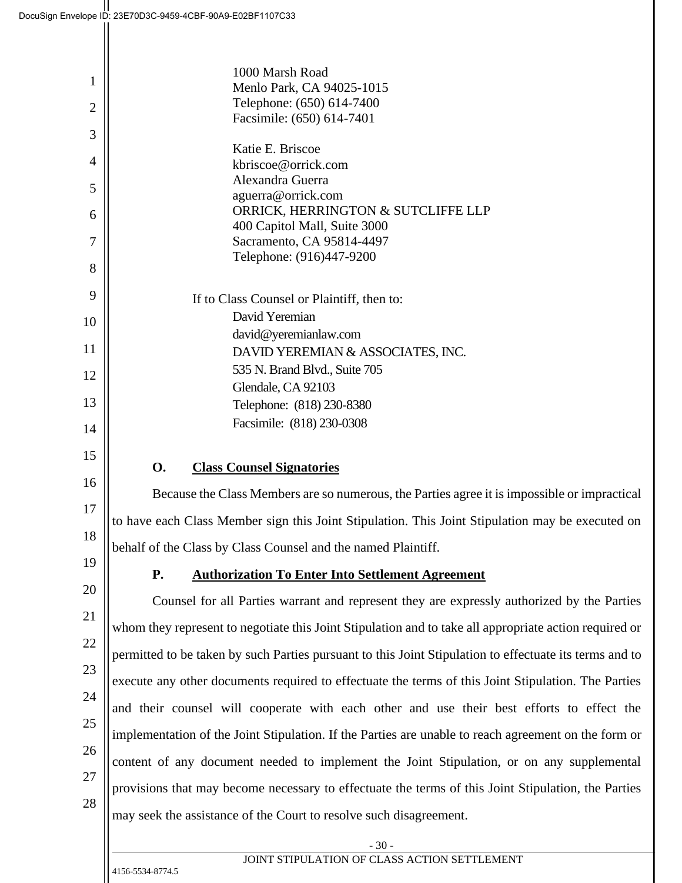1000 Marsh Road
Menlo Park, CA 94025-1015
Telephone: (650) 614-7400
Facsimile: (650) 614-7401

Katie E. Briscoe
kbriscoe@orrick.com
Alexandra Guerra
aguerra@orrick.com
ORRICK, HERRINGTON & SUTCLIFFE LLP
400 Capitol Mall, Suite 3000
Sacramento, CA 95814-4497
Telephone: (916)447-9200

If to Class Counsel or Plaintiff, then to:

David Yeremian
david@yeremianlaw.com
DAVID YEREMIAN & ASSOCIATES, INC.
535 N. Brand Blvd., Suite 705
Glendale, CA 92103
Telephone: (818) 230-8380
Facsimile: (818) 230-0308

**O. Class Counsel Signatories**

Because the Class Members are so numerous, the Parties agree it is impossible or impractical to have each Class Member sign this Joint Stipulation. This Joint Stipulation may be executed on behalf of the Class by Class Counsel and the named Plaintiff.

**P. Authorization To Enter Into Settlement Agreement**

Counsel for all Parties warrant and represent they are expressly authorized by the Parties whom they represent to negotiate this Joint Stipulation and to take all appropriate action required or permitted to be taken by such Parties pursuant to this Joint Stipulation to effectuate its terms and to execute any other documents required to effectuate the terms of this Joint Stipulation. The Parties and their counsel will cooperate with each other and use their best efforts to effect the implementation of the Joint Stipulation. If the Parties are unable to reach agreement on the form or content of any document needed to implement the Joint Stipulation, or on any supplemental provisions that may become necessary to effectuate the terms of this Joint Stipulation, the Parties may seek the assistance of the Court to resolve such disagreement.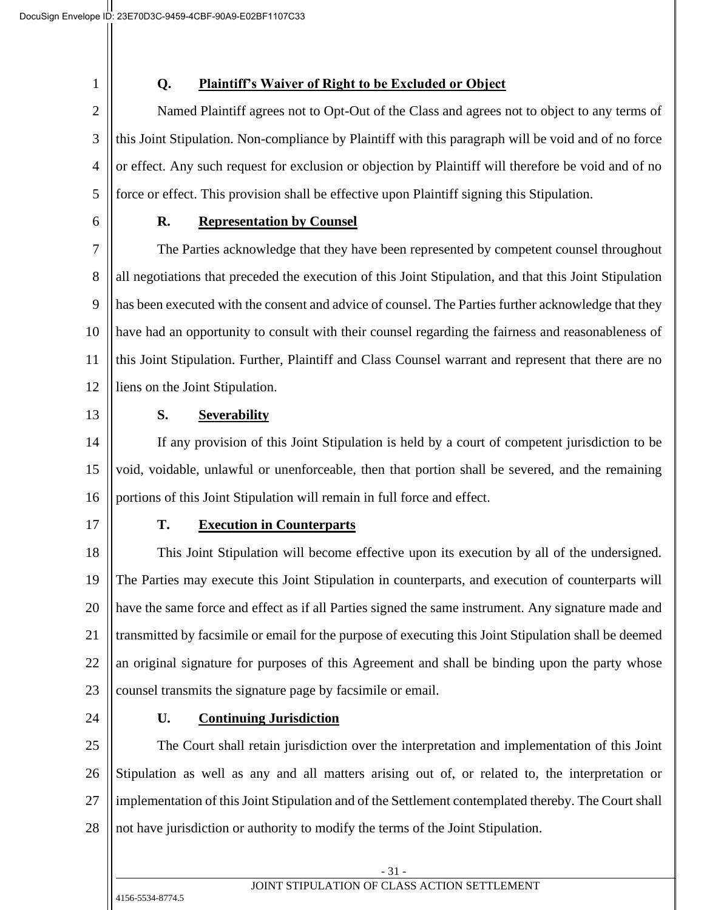### Q. Plaintiff's Waiver of Right to be Excluded or Object

Named Plaintiff agrees not to Opt-Out of the Class and agrees not to object to any terms of this Joint Stipulation. Non-compliance by Plaintiff with this paragraph will be void and of no force or effect. Any such request for exclusion or objection by Plaintiff will therefore be void and of no force or effect. This provision shall be effective upon Plaintiff signing this Stipulation.

### R. Representation by Counsel

The Parties acknowledge that they have been represented by competent counsel throughout all negotiations that preceded the execution of this Joint Stipulation, and that this Joint Stipulation has been executed with the consent and advice of counsel. The Parties further acknowledge that they have had an opportunity to consult with their counsel regarding the fairness and reasonableness of this Joint Stipulation. Further, Plaintiff and Class Counsel warrant and represent that there are no liens on the Joint Stipulation.

### S. Severability

If any provision of this Joint Stipulation is held by a court of competent jurisdiction to be void, voidable, unlawful or unenforceable, then that portion shall be severed, and the remaining portions of this Joint Stipulation will remain in full force and effect.

### T. Execution in Counterparts

This Joint Stipulation will become effective upon its execution by all of the undersigned. The Parties may execute this Joint Stipulation in counterparts, and execution of counterparts will have the same force and effect as if all Parties signed the same instrument. Any signature made and transmitted by facsimile or email for the purpose of executing this Joint Stipulation shall be deemed an original signature for purposes of this Agreement and shall be binding upon the party whose counsel transmits the signature page by facsimile or email.

### U. Continuing Jurisdiction

The Court shall retain jurisdiction over the interpretation and implementation of this Joint Stipulation as well as any and all matters arising out of, or related to, the interpretation or implementation of this Joint Stipulation and of the Settlement contemplated thereby. The Court shall not have jurisdiction or authority to modify the terms of the Joint Stipulation.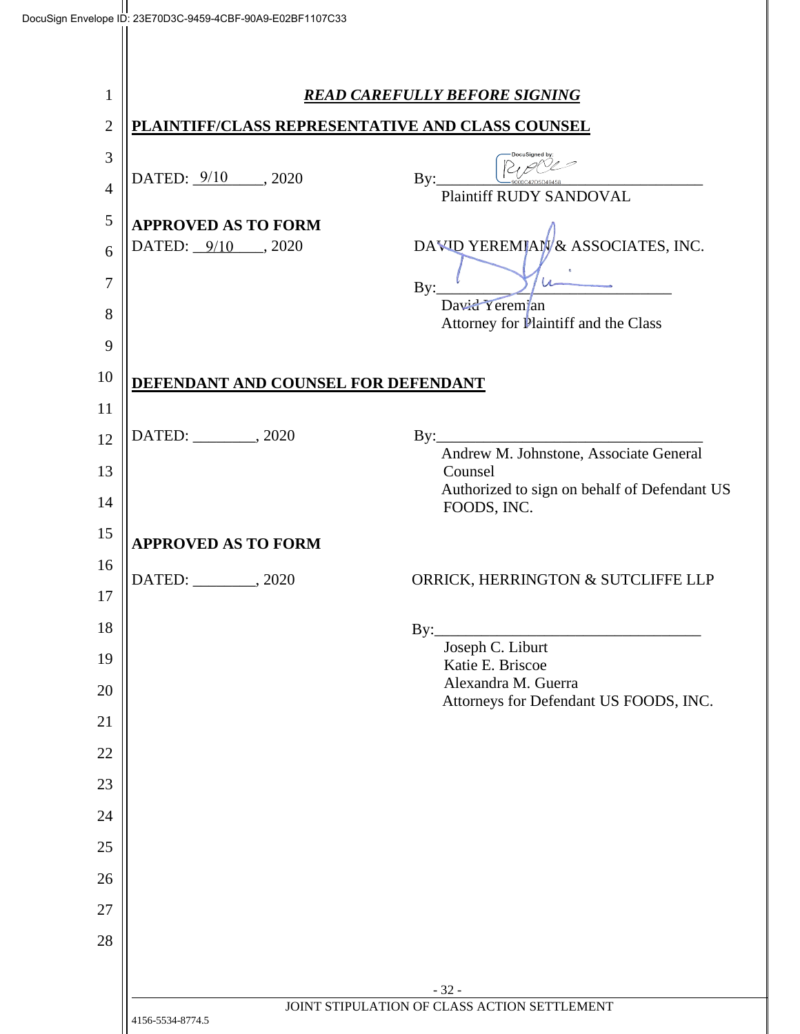***READ CAREFULLY BEFORE SIGNING***

**PLAINTIFF/CLASS REPRESENTATIVE AND CLASS COUNSEL**

DATED: 9/10, 2020

By: ______________________
Plaintiff RUDY SANDOVAL

**APPROVED AS TO FORM**

DATED: 9/10, 2020

DAVID YEREMIAN & ASSOCIATES, INC.

By: ______________________
David Yeremian
Attorney for Plaintiff and the Class

**DEFENDANT AND COUNSEL FOR DEFENDANT**

DATED: ________, 2020

By: ______________________
Andrew M. Johnstone, Associate General Counsel
Authorized to sign on behalf of Defendant US FOODS, INC.

**APPROVED AS TO FORM**

DATED: ________, 2020

ORRICK, HERRINGTON & SUTCLIFFE LLP

By: ______________________
Joseph C. Liburt
Katie E. Briscoe
Alexandra M. Guerra
Attorneys for Defendant US FOODS, INC.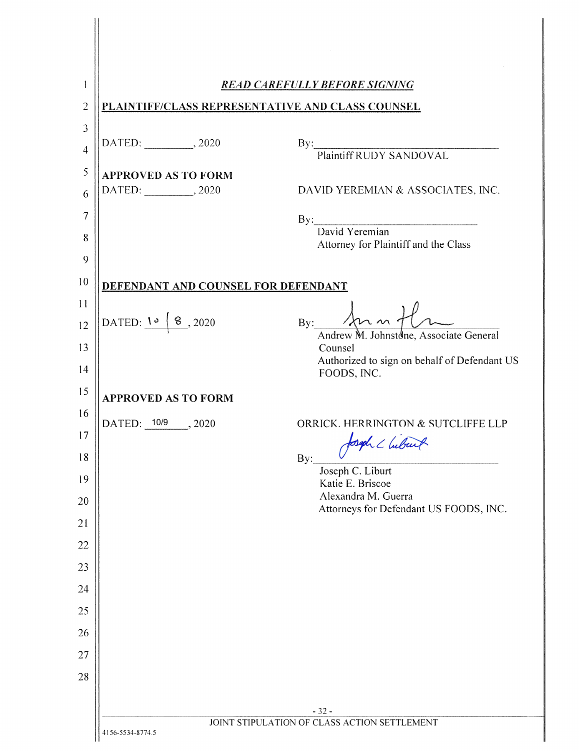*READ CAREFULLY BEFORE SIGNING*

**PLAINTIFF/CLASS REPRESENTATIVE AND CLASS COUNSEL**

DATED: __________, 2020

By: ______________________________
Plaintiff RUDY SANDOVAL

**APPROVED AS TO FORM**

DATED: __________, 2020

DAVID YEREMIAN & ASSOCIATES, INC.

By: ______________________________
David Yeremian
Attorney for Plaintiff and the Class

**DEFENDANT AND COUNSEL FOR DEFENDANT**

DATED: 10 / 8, 2020

By: ______________________________
Andrew M. Johnstone, Associate General Counsel
Authorized to sign on behalf of Defendant US FOODS, INC.

**APPROVED AS TO FORM**

DATED: 10/9, 2020

ORRICK, HERRINGTON & SUTCLIFFE LLP

By: ______________________________
Joseph C. Liburt
Katie E. Briscoe
Alexandra M. Guerra
Attorneys for Defendant US FOODS, INC.

JOINT STIPULATION OF CLASS ACTION SETTLEMENT

4156-5534-8774.5